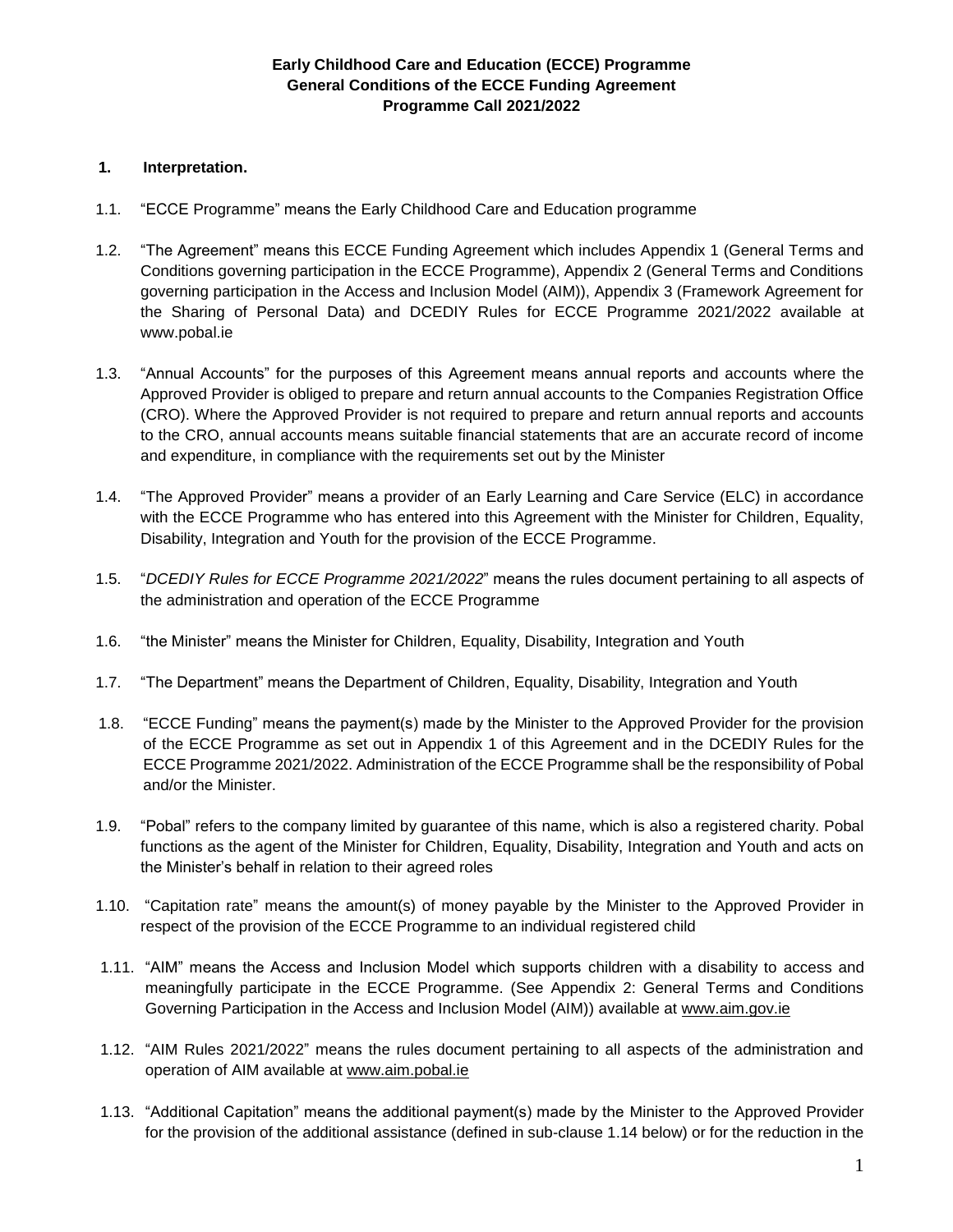**Early Childhood Care and Education (ECCE) Programme**
**General Conditions of the ECCE Funding Agreement**
**Programme Call 2021/2022**

## 1. Interpretation.

1.1. "ECCE Programme" means the Early Childhood Care and Education programme

1.2. "The Agreement" means this ECCE Funding Agreement which includes Appendix 1 (General Terms and Conditions governing participation in the ECCE Programme), Appendix 2 (General Terms and Conditions governing participation in the Access and Inclusion Model (AIM)), Appendix 3 (Framework Agreement for the Sharing of Personal Data) and DCEDIY Rules for ECCE Programme 2021/2022 available at www.pobal.ie

1.3. "Annual Accounts" for the purposes of this Agreement means annual reports and accounts where the Approved Provider is obliged to prepare and return annual accounts to the Companies Registration Office (CRO). Where the Approved Provider is not required to prepare and return annual reports and accounts to the CRO, annual accounts means suitable financial statements that are an accurate record of income and expenditure, in compliance with the requirements set out by the Minister

1.4. "The Approved Provider" means a provider of an Early Learning and Care Service (ELC) in accordance with the ECCE Programme who has entered into this Agreement with the Minister for Children, Equality, Disability, Integration and Youth for the provision of the ECCE Programme.

1.5. "*DCEDIY Rules for ECCE Programme 2021/2022*" means the rules document pertaining to all aspects of the administration and operation of the ECCE Programme

1.6. "the Minister" means the Minister for Children, Equality, Disability, Integration and Youth

1.7. "The Department" means the Department of Children, Equality, Disability, Integration and Youth

1.8. "ECCE Funding" means the payment(s) made by the Minister to the Approved Provider for the provision of the ECCE Programme as set out in Appendix 1 of this Agreement and in the DCEDIY Rules for the ECCE Programme 2021/2022. Administration of the ECCE Programme shall be the responsibility of Pobal and/or the Minister.

1.9. "Pobal" refers to the company limited by guarantee of this name, which is also a registered charity. Pobal functions as the agent of the Minister for Children, Equality, Disability, Integration and Youth and acts on the Minister's behalf in relation to their agreed roles

1.10. "Capitation rate" means the amount(s) of money payable by the Minister to the Approved Provider in respect of the provision of the ECCE Programme to an individual registered child

1.11. "AIM" means the Access and Inclusion Model which supports children with a disability to access and meaningfully participate in the ECCE Programme. (See Appendix 2: General Terms and Conditions Governing Participation in the Access and Inclusion Model (AIM)) available at www.aim.gov.ie

1.12. "AIM Rules 2021/2022" means the rules document pertaining to all aspects of the administration and operation of AIM available at www.aim.pobal.ie

1.13. "Additional Capitation" means the additional payment(s) made by the Minister to the Approved Provider for the provision of the additional assistance (defined in sub-clause 1.14 below) or for the reduction in the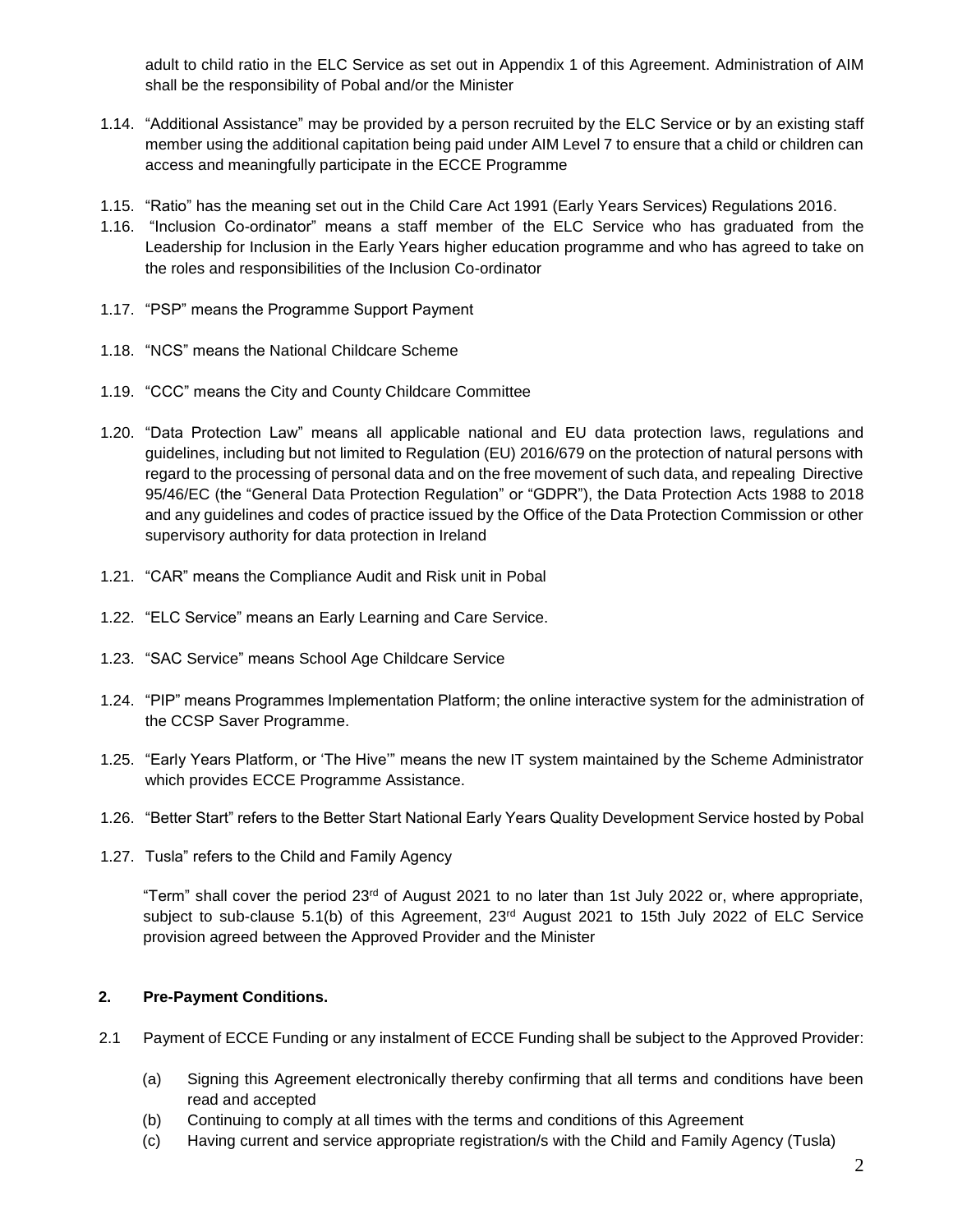adult to child ratio in the ELC Service as set out in Appendix 1 of this Agreement. Administration of AIM shall be the responsibility of Pobal and/or the Minister

1.14. "Additional Assistance" may be provided by a person recruited by the ELC Service or by an existing staff member using the additional capitation being paid under AIM Level 7 to ensure that a child or children can access and meaningfully participate in the ECCE Programme

1.15. "Ratio" has the meaning set out in the Child Care Act 1991 (Early Years Services) Regulations 2016.

1.16. "Inclusion Co-ordinator" means a staff member of the ELC Service who has graduated from the Leadership for Inclusion in the Early Years higher education programme and who has agreed to take on the roles and responsibilities of the Inclusion Co-ordinator

1.17. "PSP" means the Programme Support Payment

1.18. "NCS" means the National Childcare Scheme

1.19. "CCC" means the City and County Childcare Committee

1.20. "Data Protection Law" means all applicable national and EU data protection laws, regulations and guidelines, including but not limited to Regulation (EU) 2016/679 on the protection of natural persons with regard to the processing of personal data and on the free movement of such data, and repealing Directive 95/46/EC (the "General Data Protection Regulation" or "GDPR"), the Data Protection Acts 1988 to 2018 and any guidelines and codes of practice issued by the Office of the Data Protection Commission or other supervisory authority for data protection in Ireland

1.21. "CAR" means the Compliance Audit and Risk unit in Pobal

1.22. "ELC Service" means an Early Learning and Care Service.

1.23. "SAC Service" means School Age Childcare Service

1.24. "PIP" means Programmes Implementation Platform; the online interactive system for the administration of the CCSP Saver Programme.

1.25. "Early Years Platform, or 'The Hive'" means the new IT system maintained by the Scheme Administrator which provides ECCE Programme Assistance.

1.26. "Better Start" refers to the Better Start National Early Years Quality Development Service hosted by Pobal

1.27. Tusla" refers to the Child and Family Agency

"Term" shall cover the period 23rd of August 2021 to no later than 1st July 2022 or, where appropriate, subject to sub-clause 5.1(b) of this Agreement, 23rd August 2021 to 15th July 2022 of ELC Service provision agreed between the Approved Provider and the Minister

## 2. Pre-Payment Conditions.

2.1 Payment of ECCE Funding or any instalment of ECCE Funding shall be subject to the Approved Provider:

(a) Signing this Agreement electronically thereby confirming that all terms and conditions have been read and accepted

(b) Continuing to comply at all times with the terms and conditions of this Agreement

(c) Having current and service appropriate registration/s with the Child and Family Agency (Tusla)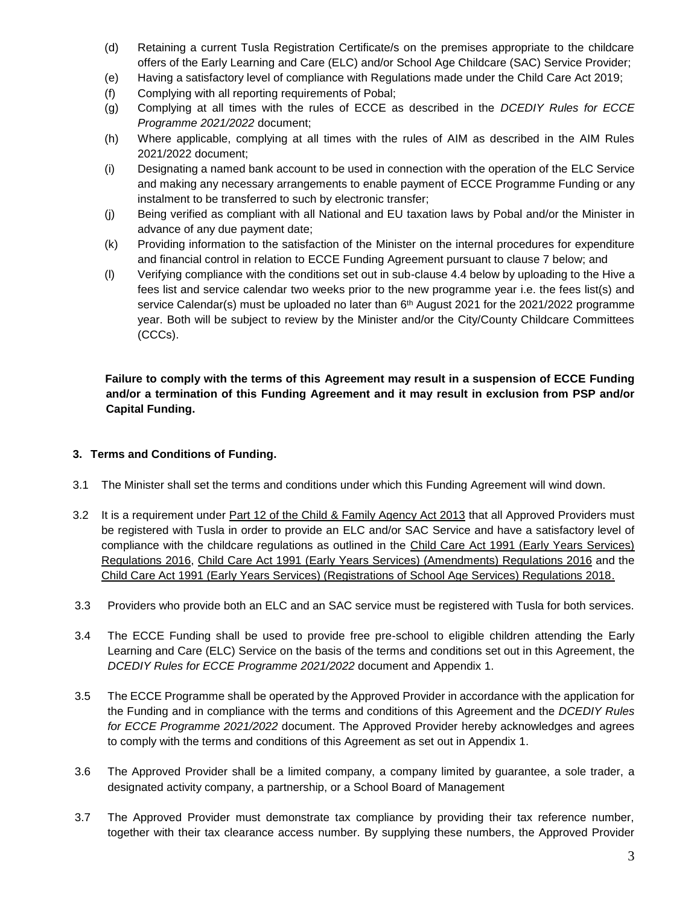(d) Retaining a current Tusla Registration Certificate/s on the premises appropriate to the childcare offers of the Early Learning and Care (ELC) and/or School Age Childcare (SAC) Service Provider;

(e) Having a satisfactory level of compliance with Regulations made under the Child Care Act 2019;

(f) Complying with all reporting requirements of Pobal;

(g) Complying at all times with the rules of ECCE as described in the *DCEDIY Rules for ECCE Programme 2021/2022* document;

(h) Where applicable, complying at all times with the rules of AIM as described in the AIM Rules 2021/2022 document;

(i) Designating a named bank account to be used in connection with the operation of the ELC Service and making any necessary arrangements to enable payment of ECCE Programme Funding or any instalment to be transferred to such by electronic transfer;

(j) Being verified as compliant with all National and EU taxation laws by Pobal and/or the Minister in advance of any due payment date;

(k) Providing information to the satisfaction of the Minister on the internal procedures for expenditure and financial control in relation to ECCE Funding Agreement pursuant to clause 7 below; and

(l) Verifying compliance with the conditions set out in sub-clause 4.4 below by uploading to the Hive a fees list and service calendar two weeks prior to the new programme year i.e. the fees list(s) and service Calendar(s) must be uploaded no later than 6th August 2021 for the 2021/2022 programme year. Both will be subject to review by the Minister and/or the City/County Childcare Committees (CCCs).

**Failure to comply with the terms of this Agreement may result in a suspension of ECCE Funding and/or a termination of this Funding Agreement and it may result in exclusion from PSP and/or Capital Funding.**

## 3. Terms and Conditions of Funding.

3.1 The Minister shall set the terms and conditions under which this Funding Agreement will wind down.

3.2 It is a requirement under Part 12 of the Child & Family Agency Act 2013 that all Approved Providers must be registered with Tusla in order to provide an ELC and/or SAC Service and have a satisfactory level of compliance with the childcare regulations as outlined in the Child Care Act 1991 (Early Years Services) Regulations 2016, Child Care Act 1991 (Early Years Services) (Amendments) Regulations 2016 and the Child Care Act 1991 (Early Years Services) (Registrations of School Age Services) Regulations 2018.

3.3 Providers who provide both an ELC and an SAC service must be registered with Tusla for both services.

3.4 The ECCE Funding shall be used to provide free pre-school to eligible children attending the Early Learning and Care (ELC) Service on the basis of the terms and conditions set out in this Agreement, the *DCEDIY Rules for ECCE Programme 2021/2022* document and Appendix 1.

3.5 The ECCE Programme shall be operated by the Approved Provider in accordance with the application for the Funding and in compliance with the terms and conditions of this Agreement and the *DCEDIY Rules for ECCE Programme 2021/2022* document. The Approved Provider hereby acknowledges and agrees to comply with the terms and conditions of this Agreement as set out in Appendix 1.

3.6 The Approved Provider shall be a limited company, a company limited by guarantee, a sole trader, a designated activity company, a partnership, or a School Board of Management

3.7 The Approved Provider must demonstrate tax compliance by providing their tax reference number, together with their tax clearance access number. By supplying these numbers, the Approved Provider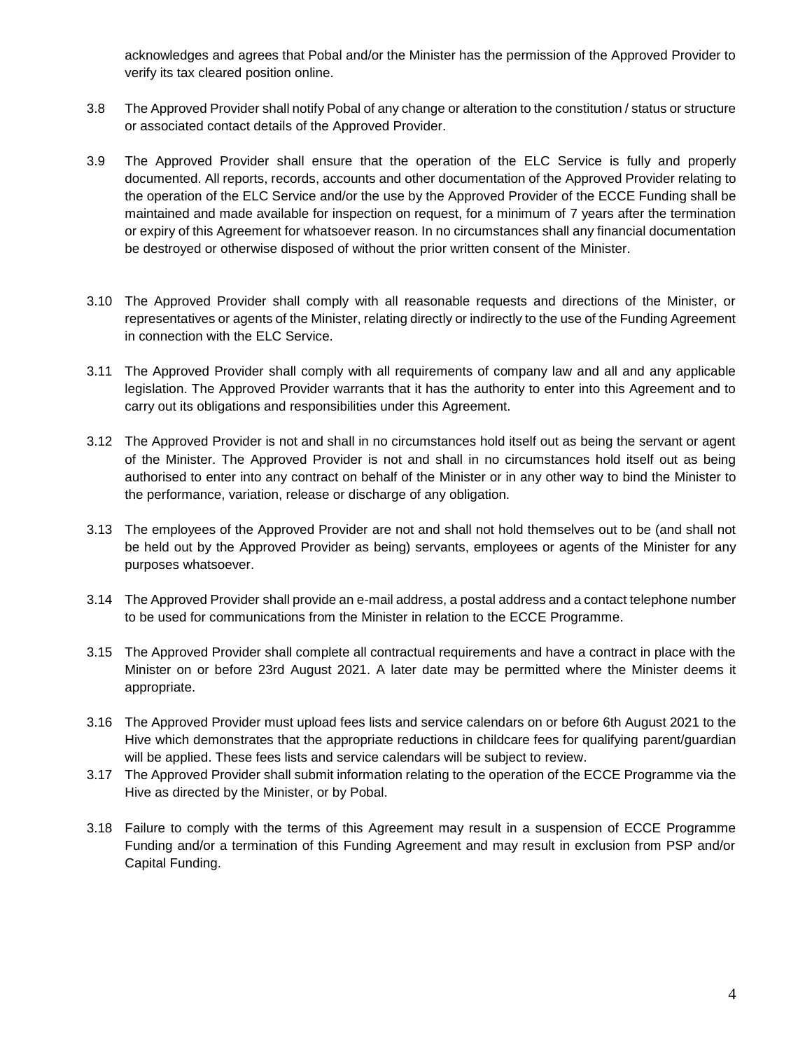acknowledges and agrees that Pobal and/or the Minister has the permission of the Approved Provider to verify its tax cleared position online.

3.8 The Approved Provider shall notify Pobal of any change or alteration to the constitution / status or structure or associated contact details of the Approved Provider.

3.9 The Approved Provider shall ensure that the operation of the ELC Service is fully and properly documented. All reports, records, accounts and other documentation of the Approved Provider relating to the operation of the ELC Service and/or the use by the Approved Provider of the ECCE Funding shall be maintained and made available for inspection on request, for a minimum of 7 years after the termination or expiry of this Agreement for whatsoever reason. In no circumstances shall any financial documentation be destroyed or otherwise disposed of without the prior written consent of the Minister.

3.10 The Approved Provider shall comply with all reasonable requests and directions of the Minister, or representatives or agents of the Minister, relating directly or indirectly to the use of the Funding Agreement in connection with the ELC Service.

3.11 The Approved Provider shall comply with all requirements of company law and all and any applicable legislation. The Approved Provider warrants that it has the authority to enter into this Agreement and to carry out its obligations and responsibilities under this Agreement.

3.12 The Approved Provider is not and shall in no circumstances hold itself out as being the servant or agent of the Minister. The Approved Provider is not and shall in no circumstances hold itself out as being authorised to enter into any contract on behalf of the Minister or in any other way to bind the Minister to the performance, variation, release or discharge of any obligation.

3.13 The employees of the Approved Provider are not and shall not hold themselves out to be (and shall not be held out by the Approved Provider as being) servants, employees or agents of the Minister for any purposes whatsoever.

3.14 The Approved Provider shall provide an e-mail address, a postal address and a contact telephone number to be used for communications from the Minister in relation to the ECCE Programme.

3.15 The Approved Provider shall complete all contractual requirements and have a contract in place with the Minister on or before 23rd August 2021. A later date may be permitted where the Minister deems it appropriate.

3.16 The Approved Provider must upload fees lists and service calendars on or before 6th August 2021 to the Hive which demonstrates that the appropriate reductions in childcare fees for qualifying parent/guardian will be applied. These fees lists and service calendars will be subject to review.

3.17 The Approved Provider shall submit information relating to the operation of the ECCE Programme via the Hive as directed by the Minister, or by Pobal.

3.18 Failure to comply with the terms of this Agreement may result in a suspension of ECCE Programme Funding and/or a termination of this Funding Agreement and may result in exclusion from PSP and/or Capital Funding.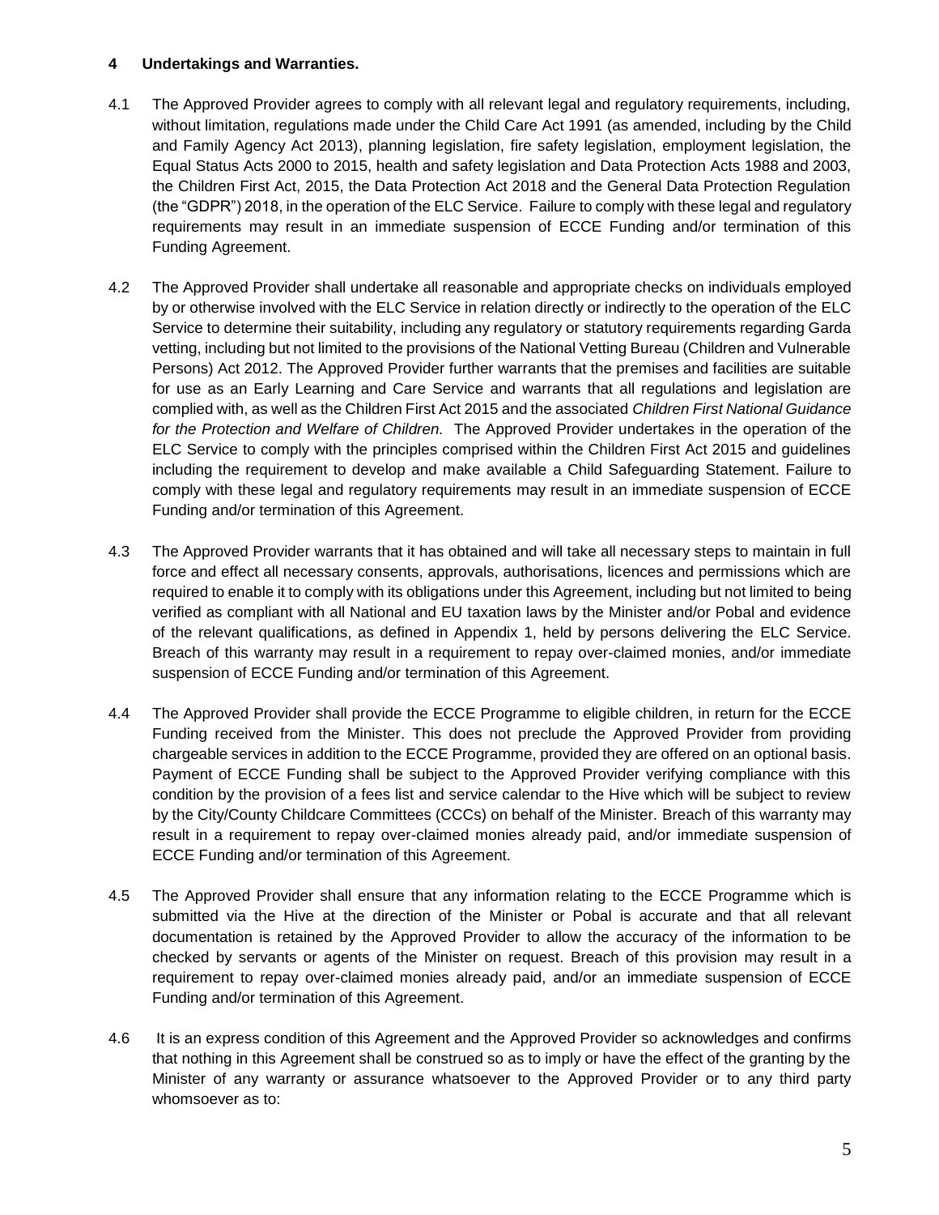## 4 Undertakings and Warranties.

4.1 The Approved Provider agrees to comply with all relevant legal and regulatory requirements, including, without limitation, regulations made under the Child Care Act 1991 (as amended, including by the Child and Family Agency Act 2013), planning legislation, fire safety legislation, employment legislation, the Equal Status Acts 2000 to 2015, health and safety legislation and Data Protection Acts 1988 and 2003, the Children First Act, 2015, the Data Protection Act 2018 and the General Data Protection Regulation (the "GDPR") 2018, in the operation of the ELC Service. Failure to comply with these legal and regulatory requirements may result in an immediate suspension of ECCE Funding and/or termination of this Funding Agreement.

4.2 The Approved Provider shall undertake all reasonable and appropriate checks on individuals employed by or otherwise involved with the ELC Service in relation directly or indirectly to the operation of the ELC Service to determine their suitability, including any regulatory or statutory requirements regarding Garda vetting, including but not limited to the provisions of the National Vetting Bureau (Children and Vulnerable Persons) Act 2012. The Approved Provider further warrants that the premises and facilities are suitable for use as an Early Learning and Care Service and warrants that all regulations and legislation are complied with, as well as the Children First Act 2015 and the associated *Children First National Guidance for the Protection and Welfare of Children.* The Approved Provider undertakes in the operation of the ELC Service to comply with the principles comprised within the Children First Act 2015 and guidelines including the requirement to develop and make available a Child Safeguarding Statement. Failure to comply with these legal and regulatory requirements may result in an immediate suspension of ECCE Funding and/or termination of this Agreement.

4.3 The Approved Provider warrants that it has obtained and will take all necessary steps to maintain in full force and effect all necessary consents, approvals, authorisations, licences and permissions which are required to enable it to comply with its obligations under this Agreement, including but not limited to being verified as compliant with all National and EU taxation laws by the Minister and/or Pobal and evidence of the relevant qualifications, as defined in Appendix 1, held by persons delivering the ELC Service. Breach of this warranty may result in a requirement to repay over-claimed monies, and/or immediate suspension of ECCE Funding and/or termination of this Agreement.

4.4 The Approved Provider shall provide the ECCE Programme to eligible children, in return for the ECCE Funding received from the Minister. This does not preclude the Approved Provider from providing chargeable services in addition to the ECCE Programme, provided they are offered on an optional basis. Payment of ECCE Funding shall be subject to the Approved Provider verifying compliance with this condition by the provision of a fees list and service calendar to the Hive which will be subject to review by the City/County Childcare Committees (CCCs) on behalf of the Minister. Breach of this warranty may result in a requirement to repay over-claimed monies already paid, and/or immediate suspension of ECCE Funding and/or termination of this Agreement.

4.5 The Approved Provider shall ensure that any information relating to the ECCE Programme which is submitted via the Hive at the direction of the Minister or Pobal is accurate and that all relevant documentation is retained by the Approved Provider to allow the accuracy of the information to be checked by servants or agents of the Minister on request. Breach of this provision may result in a requirement to repay over-claimed monies already paid, and/or an immediate suspension of ECCE Funding and/or termination of this Agreement.

4.6 It is an express condition of this Agreement and the Approved Provider so acknowledges and confirms that nothing in this Agreement shall be construed so as to imply or have the effect of the granting by the Minister of any warranty or assurance whatsoever to the Approved Provider or to any third party whomsoever as to: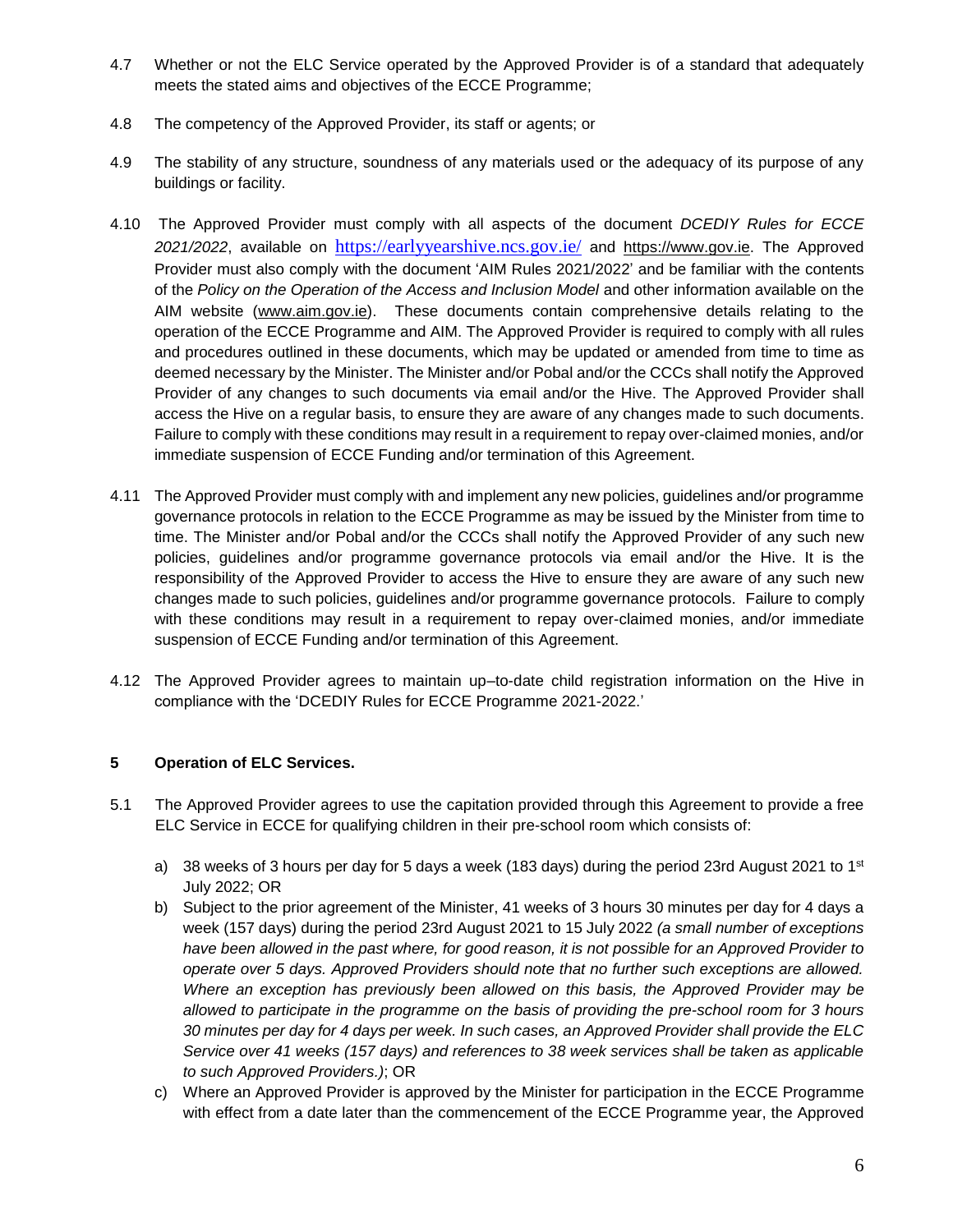4.7 Whether or not the ELC Service operated by the Approved Provider is of a standard that adequately meets the stated aims and objectives of the ECCE Programme;

4.8 The competency of the Approved Provider, its staff or agents; or

4.9 The stability of any structure, soundness of any materials used or the adequacy of its purpose of any buildings or facility.

4.10 The Approved Provider must comply with all aspects of the document *DCEDIY Rules for ECCE 2021/2022*, available on https://earlyyearshive.ncs.gov.ie/ and https://www.gov.ie. The Approved Provider must also comply with the document 'AIM Rules 2021/2022' and be familiar with the contents of the *Policy on the Operation of the Access and Inclusion Model* and other information available on the AIM website (www.aim.gov.ie). These documents contain comprehensive details relating to the operation of the ECCE Programme and AIM. The Approved Provider is required to comply with all rules and procedures outlined in these documents, which may be updated or amended from time to time as deemed necessary by the Minister. The Minister and/or Pobal and/or the CCCs shall notify the Approved Provider of any changes to such documents via email and/or the Hive. The Approved Provider shall access the Hive on a regular basis, to ensure they are aware of any changes made to such documents. Failure to comply with these conditions may result in a requirement to repay over-claimed monies, and/or immediate suspension of ECCE Funding and/or termination of this Agreement.

4.11 The Approved Provider must comply with and implement any new policies, guidelines and/or programme governance protocols in relation to the ECCE Programme as may be issued by the Minister from time to time. The Minister and/or Pobal and/or the CCCs shall notify the Approved Provider of any such new policies, guidelines and/or programme governance protocols via email and/or the Hive. It is the responsibility of the Approved Provider to access the Hive to ensure they are aware of any such new changes made to such policies, guidelines and/or programme governance protocols. Failure to comply with these conditions may result in a requirement to repay over-claimed monies, and/or immediate suspension of ECCE Funding and/or termination of this Agreement.

4.12 The Approved Provider agrees to maintain up–to-date child registration information on the Hive in compliance with the 'DCEDIY Rules for ECCE Programme 2021-2022.'

## 5 Operation of ELC Services.

5.1 The Approved Provider agrees to use the capitation provided through this Agreement to provide a free ELC Service in ECCE for qualifying children in their pre-school room which consists of:

a) 38 weeks of 3 hours per day for 5 days a week (183 days) during the period 23rd August 2021 to 1st July 2022; OR

b) Subject to the prior agreement of the Minister, 41 weeks of 3 hours 30 minutes per day for 4 days a week (157 days) during the period 23rd August 2021 to 15 July 2022 *(a small number of exceptions have been allowed in the past where, for good reason, it is not possible for an Approved Provider to operate over 5 days. Approved Providers should note that no further such exceptions are allowed. Where an exception has previously been allowed on this basis, the Approved Provider may be allowed to participate in the programme on the basis of providing the pre-school room for 3 hours 30 minutes per day for 4 days per week. In such cases, an Approved Provider shall provide the ELC Service over 41 weeks (157 days) and references to 38 week services shall be taken as applicable to such Approved Providers.)*; OR

c) Where an Approved Provider is approved by the Minister for participation in the ECCE Programme with effect from a date later than the commencement of the ECCE Programme year, the Approved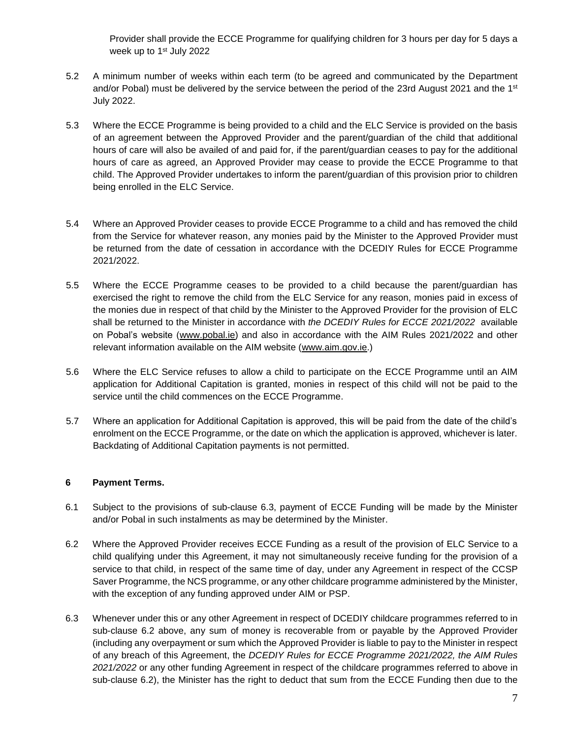Provider shall provide the ECCE Programme for qualifying children for 3 hours per day for 5 days a week up to 1st July 2022

5.2 A minimum number of weeks within each term (to be agreed and communicated by the Department and/or Pobal) must be delivered by the service between the period of the 23rd August 2021 and the 1st July 2022.

5.3 Where the ECCE Programme is being provided to a child and the ELC Service is provided on the basis of an agreement between the Approved Provider and the parent/guardian of the child that additional hours of care will also be availed of and paid for, if the parent/guardian ceases to pay for the additional hours of care as agreed, an Approved Provider may cease to provide the ECCE Programme to that child. The Approved Provider undertakes to inform the parent/guardian of this provision prior to children being enrolled in the ELC Service.

5.4 Where an Approved Provider ceases to provide ECCE Programme to a child and has removed the child from the Service for whatever reason, any monies paid by the Minister to the Approved Provider must be returned from the date of cessation in accordance with the DCEDIY Rules for ECCE Programme 2021/2022.

5.5 Where the ECCE Programme ceases to be provided to a child because the parent/guardian has exercised the right to remove the child from the ELC Service for any reason, monies paid in excess of the monies due in respect of that child by the Minister to the Approved Provider for the provision of ELC shall be returned to the Minister in accordance with *the DCEDIY Rules for ECCE 2021/2022* available on Pobal's website (www.pobal.ie) and also in accordance with the AIM Rules 2021/2022 and other relevant information available on the AIM website (www.aim.gov.ie.)

5.6 Where the ELC Service refuses to allow a child to participate on the ECCE Programme until an AIM application for Additional Capitation is granted, monies in respect of this child will not be paid to the service until the child commences on the ECCE Programme.

5.7 Where an application for Additional Capitation is approved, this will be paid from the date of the child's enrolment on the ECCE Programme, or the date on which the application is approved, whichever is later. Backdating of Additional Capitation payments is not permitted.

## 6 Payment Terms.

6.1 Subject to the provisions of sub-clause 6.3, payment of ECCE Funding will be made by the Minister and/or Pobal in such instalments as may be determined by the Minister.

6.2 Where the Approved Provider receives ECCE Funding as a result of the provision of ELC Service to a child qualifying under this Agreement, it may not simultaneously receive funding for the provision of a service to that child, in respect of the same time of day, under any Agreement in respect of the CCSP Saver Programme, the NCS programme, or any other childcare programme administered by the Minister, with the exception of any funding approved under AIM or PSP.

6.3 Whenever under this or any other Agreement in respect of DCEDIY childcare programmes referred to in sub-clause 6.2 above, any sum of money is recoverable from or payable by the Approved Provider (including any overpayment or sum which the Approved Provider is liable to pay to the Minister in respect of any breach of this Agreement, the *DCEDIY Rules for ECCE Programme 2021/2022, the AIM Rules 2021/2022* or any other funding Agreement in respect of the childcare programmes referred to above in sub-clause 6.2), the Minister has the right to deduct that sum from the ECCE Funding then due to the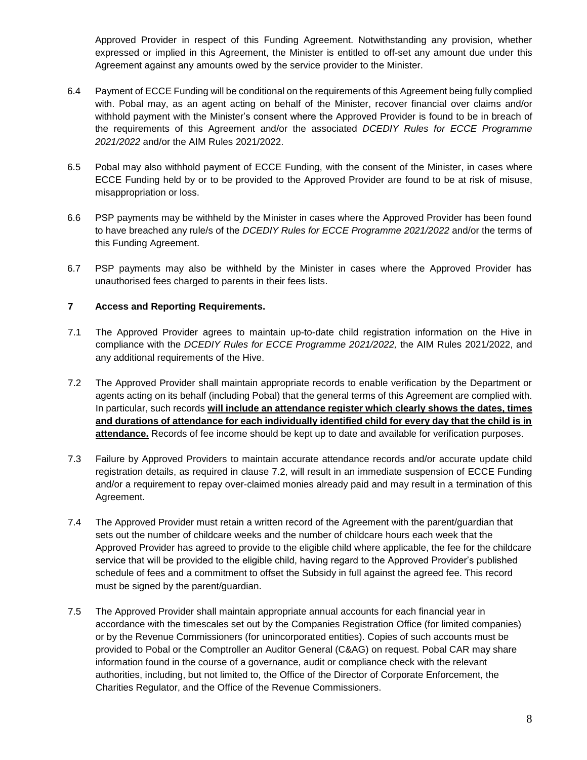Approved Provider in respect of this Funding Agreement. Notwithstanding any provision, whether expressed or implied in this Agreement, the Minister is entitled to off-set any amount due under this Agreement against any amounts owed by the service provider to the Minister.

6.4 Payment of ECCE Funding will be conditional on the requirements of this Agreement being fully complied with. Pobal may, as an agent acting on behalf of the Minister, recover financial over claims and/or withhold payment with the Minister's consent where the Approved Provider is found to be in breach of the requirements of this Agreement and/or the associated *DCEDIY Rules for ECCE Programme 2021/2022* and/or the AIM Rules 2021/2022.

6.5 Pobal may also withhold payment of ECCE Funding, with the consent of the Minister, in cases where ECCE Funding held by or to be provided to the Approved Provider are found to be at risk of misuse, misappropriation or loss.

6.6 PSP payments may be withheld by the Minister in cases where the Approved Provider has been found to have breached any rule/s of the *DCEDIY Rules for ECCE Programme 2021/2022* and/or the terms of this Funding Agreement.

6.7 PSP payments may also be withheld by the Minister in cases where the Approved Provider has unauthorised fees charged to parents in their fees lists.

## 7 Access and Reporting Requirements.

7.1 The Approved Provider agrees to maintain up-to-date child registration information on the Hive in compliance with the *DCEDIY Rules for ECCE Programme 2021/2022,* the AIM Rules 2021/2022, and any additional requirements of the Hive.

7.2 The Approved Provider shall maintain appropriate records to enable verification by the Department or agents acting on its behalf (including Pobal) that the general terms of this Agreement are complied with. In particular, such records **will include an attendance register which clearly shows the dates, times and durations of attendance for each individually identified child for every day that the child is in attendance.** Records of fee income should be kept up to date and available for verification purposes.

7.3 Failure by Approved Providers to maintain accurate attendance records and/or accurate update child registration details, as required in clause 7.2, will result in an immediate suspension of ECCE Funding and/or a requirement to repay over-claimed monies already paid and may result in a termination of this Agreement.

7.4 The Approved Provider must retain a written record of the Agreement with the parent/guardian that sets out the number of childcare weeks and the number of childcare hours each week that the Approved Provider has agreed to provide to the eligible child where applicable, the fee for the childcare service that will be provided to the eligible child, having regard to the Approved Provider's published schedule of fees and a commitment to offset the Subsidy in full against the agreed fee. This record must be signed by the parent/guardian.

7.5 The Approved Provider shall maintain appropriate annual accounts for each financial year in accordance with the timescales set out by the Companies Registration Office (for limited companies) or by the Revenue Commissioners (for unincorporated entities). Copies of such accounts must be provided to Pobal or the Comptroller an Auditor General (C&AG) on request. Pobal CAR may share information found in the course of a governance, audit or compliance check with the relevant authorities, including, but not limited to, the Office of the Director of Corporate Enforcement, the Charities Regulator, and the Office of the Revenue Commissioners.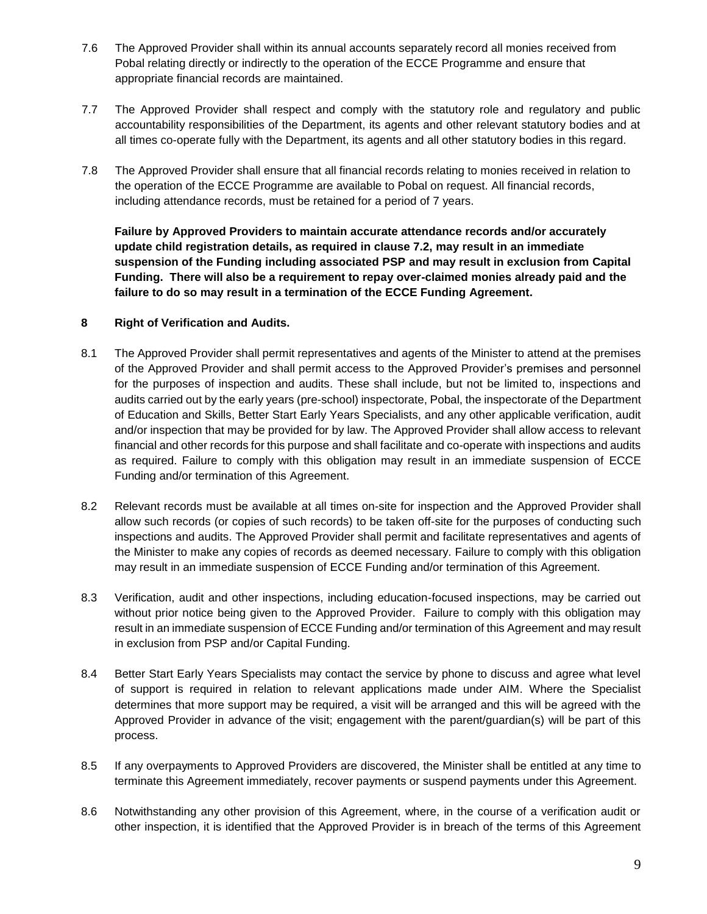7.6 The Approved Provider shall within its annual accounts separately record all monies received from Pobal relating directly or indirectly to the operation of the ECCE Programme and ensure that appropriate financial records are maintained.

7.7 The Approved Provider shall respect and comply with the statutory role and regulatory and public accountability responsibilities of the Department, its agents and other relevant statutory bodies and at all times co-operate fully with the Department, its agents and all other statutory bodies in this regard.

7.8 The Approved Provider shall ensure that all financial records relating to monies received in relation to the operation of the ECCE Programme are available to Pobal on request. All financial records, including attendance records, must be retained for a period of 7 years.

**Failure by Approved Providers to maintain accurate attendance records and/or accurately update child registration details, as required in clause 7.2, may result in an immediate suspension of the Funding including associated PSP and may result in exclusion from Capital Funding. There will also be a requirement to repay over-claimed monies already paid and the failure to do so may result in a termination of the ECCE Funding Agreement.**

## 8 Right of Verification and Audits.

8.1 The Approved Provider shall permit representatives and agents of the Minister to attend at the premises of the Approved Provider and shall permit access to the Approved Provider's premises and personnel for the purposes of inspection and audits. These shall include, but not be limited to, inspections and audits carried out by the early years (pre-school) inspectorate, Pobal, the inspectorate of the Department of Education and Skills, Better Start Early Years Specialists, and any other applicable verification, audit and/or inspection that may be provided for by law. The Approved Provider shall allow access to relevant financial and other records for this purpose and shall facilitate and co-operate with inspections and audits as required. Failure to comply with this obligation may result in an immediate suspension of ECCE Funding and/or termination of this Agreement.

8.2 Relevant records must be available at all times on-site for inspection and the Approved Provider shall allow such records (or copies of such records) to be taken off-site for the purposes of conducting such inspections and audits. The Approved Provider shall permit and facilitate representatives and agents of the Minister to make any copies of records as deemed necessary. Failure to comply with this obligation may result in an immediate suspension of ECCE Funding and/or termination of this Agreement.

8.3 Verification, audit and other inspections, including education-focused inspections, may be carried out without prior notice being given to the Approved Provider. Failure to comply with this obligation may result in an immediate suspension of ECCE Funding and/or termination of this Agreement and may result in exclusion from PSP and/or Capital Funding.

8.4 Better Start Early Years Specialists may contact the service by phone to discuss and agree what level of support is required in relation to relevant applications made under AIM. Where the Specialist determines that more support may be required, a visit will be arranged and this will be agreed with the Approved Provider in advance of the visit; engagement with the parent/guardian(s) will be part of this process.

8.5 If any overpayments to Approved Providers are discovered, the Minister shall be entitled at any time to terminate this Agreement immediately, recover payments or suspend payments under this Agreement.

8.6 Notwithstanding any other provision of this Agreement, where, in the course of a verification audit or other inspection, it is identified that the Approved Provider is in breach of the terms of this Agreement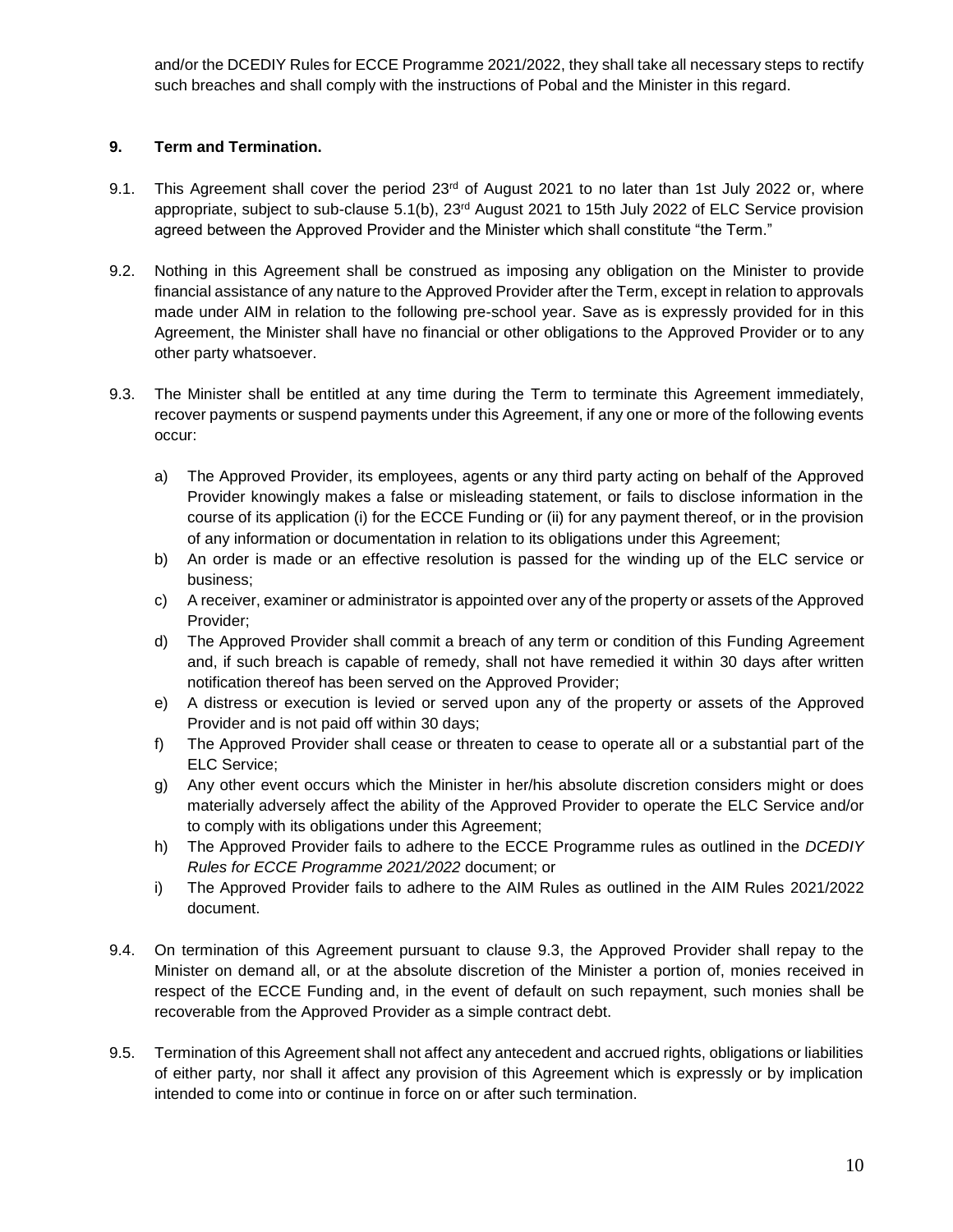and/or the DCEDIY Rules for ECCE Programme 2021/2022, they shall take all necessary steps to rectify such breaches and shall comply with the instructions of Pobal and the Minister in this regard.

## 9. Term and Termination.

9.1. This Agreement shall cover the period 23rd of August 2021 to no later than 1st July 2022 or, where appropriate, subject to sub-clause 5.1(b), 23rd August 2021 to 15th July 2022 of ELC Service provision agreed between the Approved Provider and the Minister which shall constitute "the Term."

9.2. Nothing in this Agreement shall be construed as imposing any obligation on the Minister to provide financial assistance of any nature to the Approved Provider after the Term, except in relation to approvals made under AIM in relation to the following pre-school year. Save as is expressly provided for in this Agreement, the Minister shall have no financial or other obligations to the Approved Provider or to any other party whatsoever.

9.3. The Minister shall be entitled at any time during the Term to terminate this Agreement immediately, recover payments or suspend payments under this Agreement, if any one or more of the following events occur:

a) The Approved Provider, its employees, agents or any third party acting on behalf of the Approved Provider knowingly makes a false or misleading statement, or fails to disclose information in the course of its application (i) for the ECCE Funding or (ii) for any payment thereof, or in the provision of any information or documentation in relation to its obligations under this Agreement;

b) An order is made or an effective resolution is passed for the winding up of the ELC service or business;

c) A receiver, examiner or administrator is appointed over any of the property or assets of the Approved Provider;

d) The Approved Provider shall commit a breach of any term or condition of this Funding Agreement and, if such breach is capable of remedy, shall not have remedied it within 30 days after written notification thereof has been served on the Approved Provider;

e) A distress or execution is levied or served upon any of the property or assets of the Approved Provider and is not paid off within 30 days;

f) The Approved Provider shall cease or threaten to cease to operate all or a substantial part of the ELC Service;

g) Any other event occurs which the Minister in her/his absolute discretion considers might or does materially adversely affect the ability of the Approved Provider to operate the ELC Service and/or to comply with its obligations under this Agreement;

h) The Approved Provider fails to adhere to the ECCE Programme rules as outlined in the *DCEDIY Rules for ECCE Programme 2021/2022* document; or

i) The Approved Provider fails to adhere to the AIM Rules as outlined in the AIM Rules 2021/2022 document.

9.4. On termination of this Agreement pursuant to clause 9.3, the Approved Provider shall repay to the Minister on demand all, or at the absolute discretion of the Minister a portion of, monies received in respect of the ECCE Funding and, in the event of default on such repayment, such monies shall be recoverable from the Approved Provider as a simple contract debt.

9.5. Termination of this Agreement shall not affect any antecedent and accrued rights, obligations or liabilities of either party, nor shall it affect any provision of this Agreement which is expressly or by implication intended to come into or continue in force on or after such termination.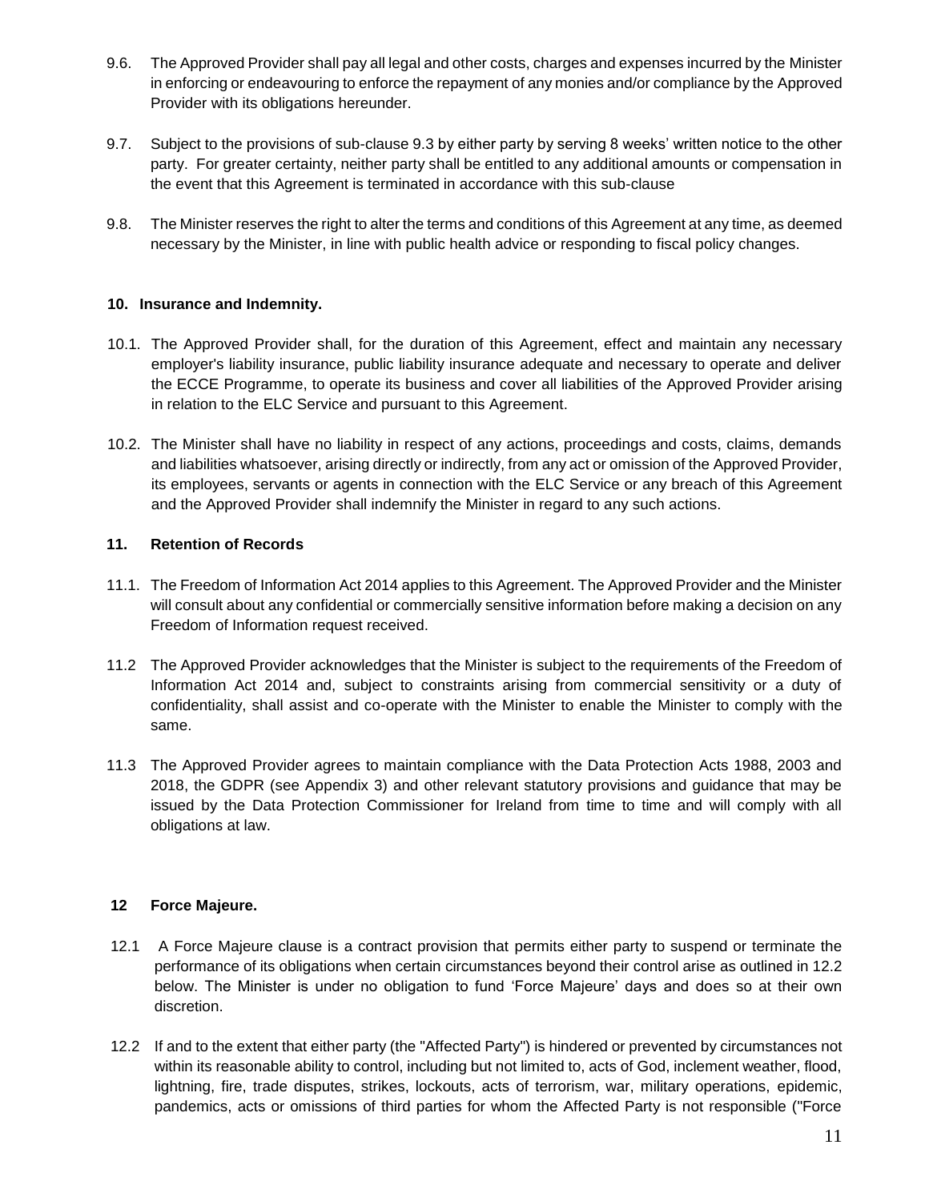9.6. The Approved Provider shall pay all legal and other costs, charges and expenses incurred by the Minister in enforcing or endeavouring to enforce the repayment of any monies and/or compliance by the Approved Provider with its obligations hereunder.

9.7. Subject to the provisions of sub-clause 9.3 by either party by serving 8 weeks' written notice to the other party. For greater certainty, neither party shall be entitled to any additional amounts or compensation in the event that this Agreement is terminated in accordance with this sub-clause

9.8. The Minister reserves the right to alter the terms and conditions of this Agreement at any time, as deemed necessary by the Minister, in line with public health advice or responding to fiscal policy changes.

## 10. Insurance and Indemnity.

10.1. The Approved Provider shall, for the duration of this Agreement, effect and maintain any necessary employer's liability insurance, public liability insurance adequate and necessary to operate and deliver the ECCE Programme, to operate its business and cover all liabilities of the Approved Provider arising in relation to the ELC Service and pursuant to this Agreement.

10.2. The Minister shall have no liability in respect of any actions, proceedings and costs, claims, demands and liabilities whatsoever, arising directly or indirectly, from any act or omission of the Approved Provider, its employees, servants or agents in connection with the ELC Service or any breach of this Agreement and the Approved Provider shall indemnify the Minister in regard to any such actions.

## 11. Retention of Records

11.1. The Freedom of Information Act 2014 applies to this Agreement. The Approved Provider and the Minister will consult about any confidential or commercially sensitive information before making a decision on any Freedom of Information request received.

11.2 The Approved Provider acknowledges that the Minister is subject to the requirements of the Freedom of Information Act 2014 and, subject to constraints arising from commercial sensitivity or a duty of confidentiality, shall assist and co-operate with the Minister to enable the Minister to comply with the same.

11.3 The Approved Provider agrees to maintain compliance with the Data Protection Acts 1988, 2003 and 2018, the GDPR (see Appendix 3) and other relevant statutory provisions and guidance that may be issued by the Data Protection Commissioner for Ireland from time to time and will comply with all obligations at law.

## 12 Force Majeure.

12.1 A Force Majeure clause is a contract provision that permits either party to suspend or terminate the performance of its obligations when certain circumstances beyond their control arise as outlined in 12.2 below. The Minister is under no obligation to fund 'Force Majeure' days and does so at their own discretion.

12.2 If and to the extent that either party (the "Affected Party") is hindered or prevented by circumstances not within its reasonable ability to control, including but not limited to, acts of God, inclement weather, flood, lightning, fire, trade disputes, strikes, lockouts, acts of terrorism, war, military operations, epidemic, pandemics, acts or omissions of third parties for whom the Affected Party is not responsible ("Force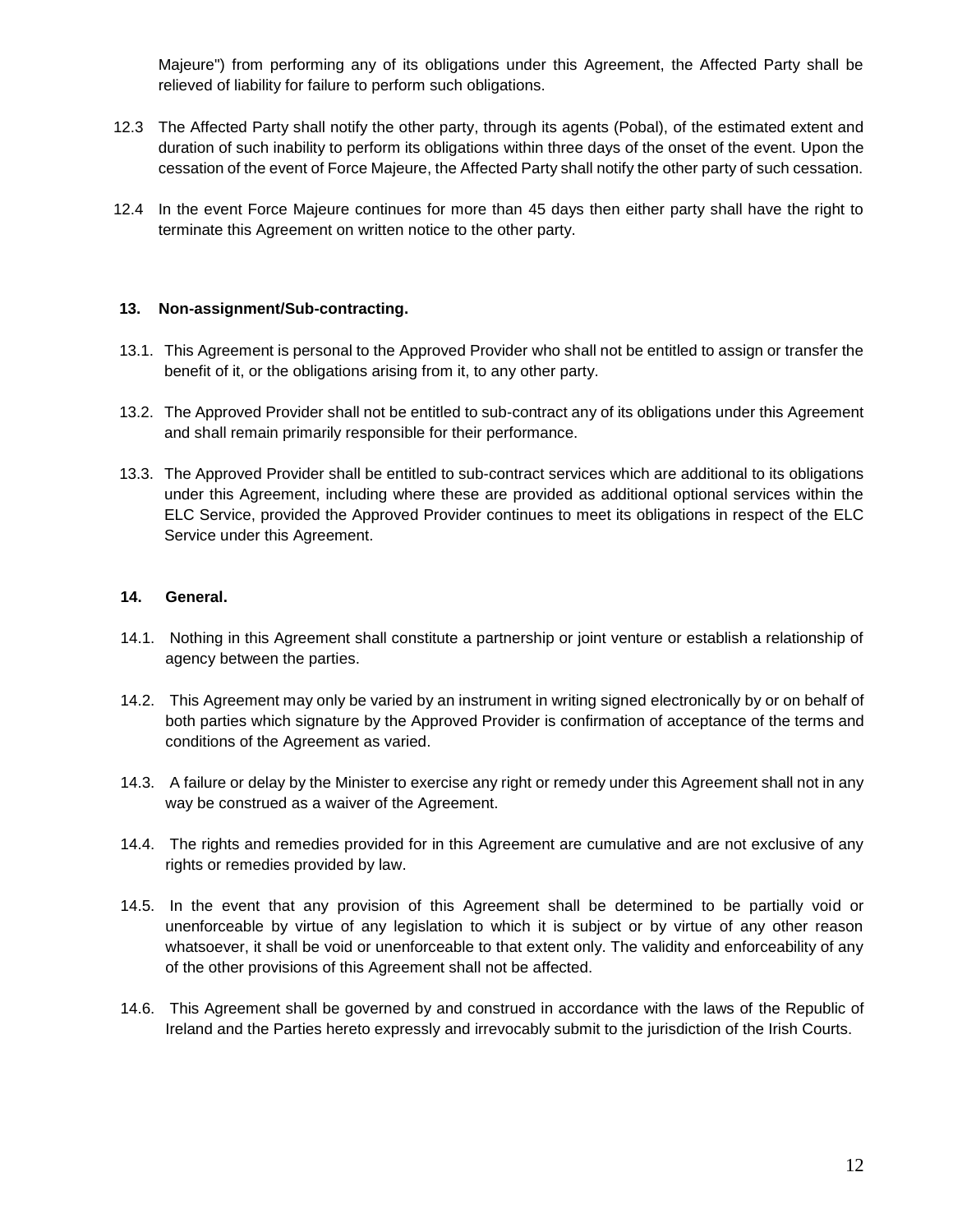Majeure") from performing any of its obligations under this Agreement, the Affected Party shall be relieved of liability for failure to perform such obligations.

12.3 The Affected Party shall notify the other party, through its agents (Pobal), of the estimated extent and duration of such inability to perform its obligations within three days of the onset of the event. Upon the cessation of the event of Force Majeure, the Affected Party shall notify the other party of such cessation.

12.4 In the event Force Majeure continues for more than 45 days then either party shall have the right to terminate this Agreement on written notice to the other party.

**13. Non-assignment/Sub-contracting.**

13.1. This Agreement is personal to the Approved Provider who shall not be entitled to assign or transfer the benefit of it, or the obligations arising from it, to any other party.

13.2. The Approved Provider shall not be entitled to sub-contract any of its obligations under this Agreement and shall remain primarily responsible for their performance.

13.3. The Approved Provider shall be entitled to sub-contract services which are additional to its obligations under this Agreement, including where these are provided as additional optional services within the ELC Service, provided the Approved Provider continues to meet its obligations in respect of the ELC Service under this Agreement.

**14. General.**

14.1. Nothing in this Agreement shall constitute a partnership or joint venture or establish a relationship of agency between the parties.

14.2. This Agreement may only be varied by an instrument in writing signed electronically by or on behalf of both parties which signature by the Approved Provider is confirmation of acceptance of the terms and conditions of the Agreement as varied.

14.3. A failure or delay by the Minister to exercise any right or remedy under this Agreement shall not in any way be construed as a waiver of the Agreement.

14.4. The rights and remedies provided for in this Agreement are cumulative and are not exclusive of any rights or remedies provided by law.

14.5. In the event that any provision of this Agreement shall be determined to be partially void or unenforceable by virtue of any legislation to which it is subject or by virtue of any other reason whatsoever, it shall be void or unenforceable to that extent only. The validity and enforceability of any of the other provisions of this Agreement shall not be affected.

14.6. This Agreement shall be governed by and construed in accordance with the laws of the Republic of Ireland and the Parties hereto expressly and irrevocably submit to the jurisdiction of the Irish Courts.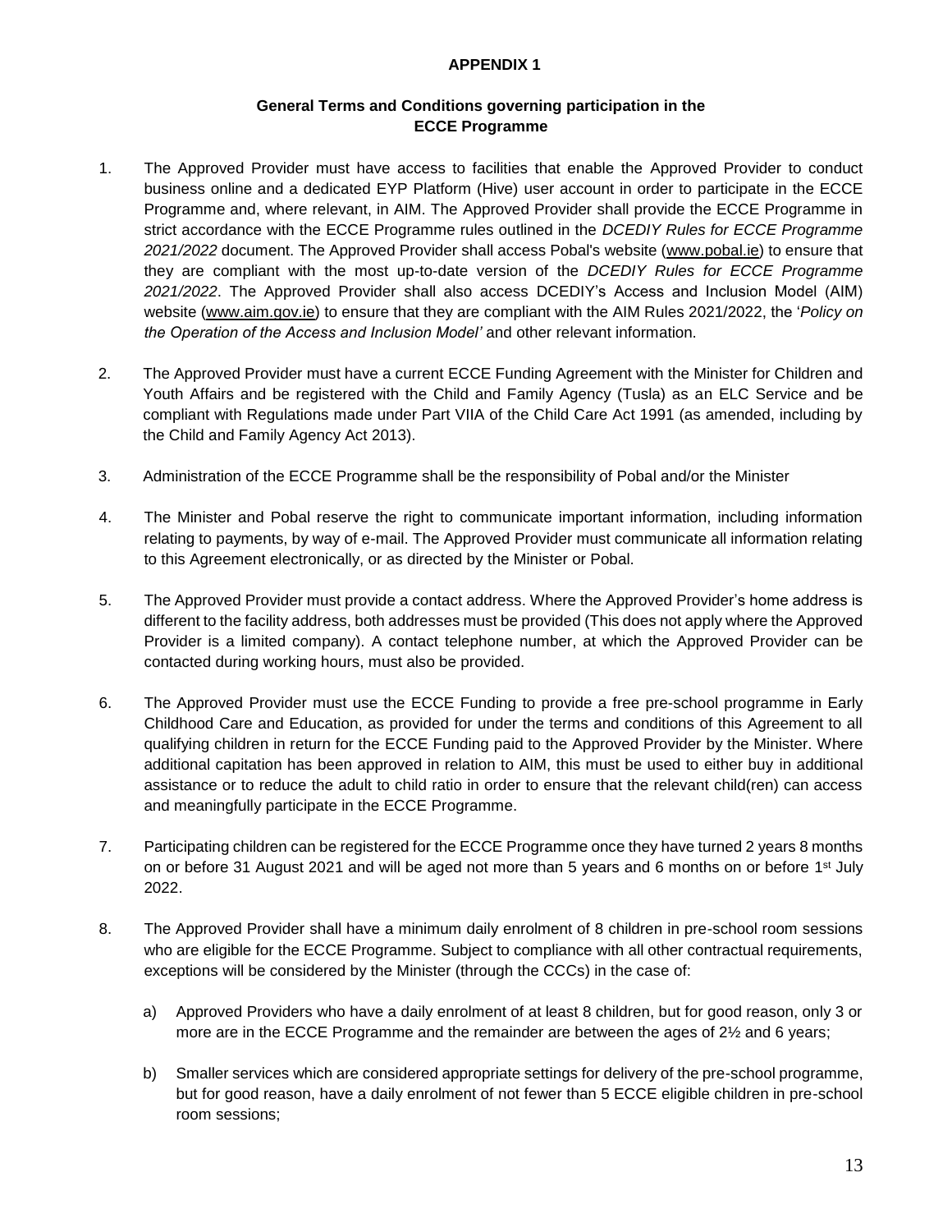**APPENDIX 1**

**General Terms and Conditions governing participation in the ECCE Programme**

1. The Approved Provider must have access to facilities that enable the Approved Provider to conduct business online and a dedicated EYP Platform (Hive) user account in order to participate in the ECCE Programme and, where relevant, in AIM. The Approved Provider shall provide the ECCE Programme in strict accordance with the ECCE Programme rules outlined in the *DCEDIY Rules for ECCE Programme 2021/2022* document. The Approved Provider shall access Pobal's website (www.pobal.ie) to ensure that they are compliant with the most up-to-date version of the *DCEDIY Rules for ECCE Programme 2021/2022*. The Approved Provider shall also access DCEDIY's Access and Inclusion Model (AIM) website (www.aim.gov.ie) to ensure that they are compliant with the AIM Rules 2021/2022, the '*Policy on the Operation of the Access and Inclusion Model'* and other relevant information.

2. The Approved Provider must have a current ECCE Funding Agreement with the Minister for Children and Youth Affairs and be registered with the Child and Family Agency (Tusla) as an ELC Service and be compliant with Regulations made under Part VIIA of the Child Care Act 1991 (as amended, including by the Child and Family Agency Act 2013).

3. Administration of the ECCE Programme shall be the responsibility of Pobal and/or the Minister

4. The Minister and Pobal reserve the right to communicate important information, including information relating to payments, by way of e-mail. The Approved Provider must communicate all information relating to this Agreement electronically, or as directed by the Minister or Pobal.

5. The Approved Provider must provide a contact address. Where the Approved Provider's home address is different to the facility address, both addresses must be provided (This does not apply where the Approved Provider is a limited company). A contact telephone number, at which the Approved Provider can be contacted during working hours, must also be provided.

6. The Approved Provider must use the ECCE Funding to provide a free pre-school programme in Early Childhood Care and Education, as provided for under the terms and conditions of this Agreement to all qualifying children in return for the ECCE Funding paid to the Approved Provider by the Minister. Where additional capitation has been approved in relation to AIM, this must be used to either buy in additional assistance or to reduce the adult to child ratio in order to ensure that the relevant child(ren) can access and meaningfully participate in the ECCE Programme.

7. Participating children can be registered for the ECCE Programme once they have turned 2 years 8 months on or before 31 August 2021 and will be aged not more than 5 years and 6 months on or before 1st July 2022.

8. The Approved Provider shall have a minimum daily enrolment of 8 children in pre-school room sessions who are eligible for the ECCE Programme. Subject to compliance with all other contractual requirements, exceptions will be considered by the Minister (through the CCCs) in the case of:

   a) Approved Providers who have a daily enrolment of at least 8 children, but for good reason, only 3 or more are in the ECCE Programme and the remainder are between the ages of 2½ and 6 years;

   b) Smaller services which are considered appropriate settings for delivery of the pre-school programme, but for good reason, have a daily enrolment of not fewer than 5 ECCE eligible children in pre-school room sessions;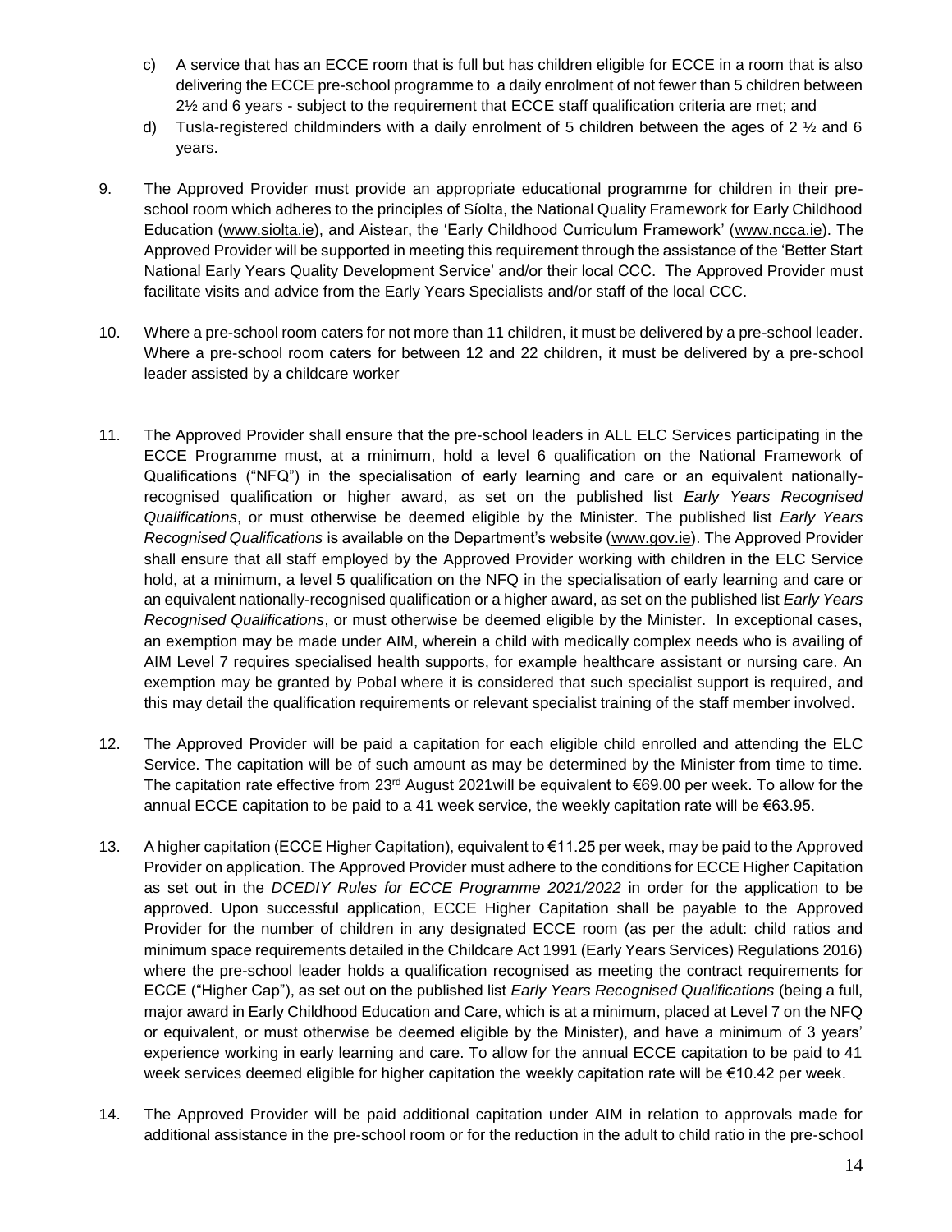c) A service that has an ECCE room that is full but has children eligible for ECCE in a room that is also delivering the ECCE pre-school programme to a daily enrolment of not fewer than 5 children between 2½ and 6 years - subject to the requirement that ECCE staff qualification criteria are met; and

d) Tusla-registered childminders with a daily enrolment of 5 children between the ages of 2 ½ and 6 years.

9. The Approved Provider must provide an appropriate educational programme for children in their pre-school room which adheres to the principles of Síolta, the National Quality Framework for Early Childhood Education (www.siolta.ie), and Aistear, the 'Early Childhood Curriculum Framework' (www.ncca.ie). The Approved Provider will be supported in meeting this requirement through the assistance of the 'Better Start National Early Years Quality Development Service' and/or their local CCC. The Approved Provider must facilitate visits and advice from the Early Years Specialists and/or staff of the local CCC.

10. Where a pre-school room caters for not more than 11 children, it must be delivered by a pre-school leader. Where a pre-school room caters for between 12 and 22 children, it must be delivered by a pre-school leader assisted by a childcare worker

11. The Approved Provider shall ensure that the pre-school leaders in ALL ELC Services participating in the ECCE Programme must, at a minimum, hold a level 6 qualification on the National Framework of Qualifications ("NFQ") in the specialisation of early learning and care or an equivalent nationally-recognised qualification or higher award, as set on the published list *Early Years Recognised Qualifications*, or must otherwise be deemed eligible by the Minister. The published list *Early Years Recognised Qualifications* is available on the Department's website (www.gov.ie). The Approved Provider shall ensure that all staff employed by the Approved Provider working with children in the ELC Service hold, at a minimum, a level 5 qualification on the NFQ in the specialisation of early learning and care or an equivalent nationally-recognised qualification or a higher award, as set on the published list *Early Years Recognised Qualifications*, or must otherwise be deemed eligible by the Minister. In exceptional cases, an exemption may be made under AIM, wherein a child with medically complex needs who is availing of AIM Level 7 requires specialised health supports, for example healthcare assistant or nursing care. An exemption may be granted by Pobal where it is considered that such specialist support is required, and this may detail the qualification requirements or relevant specialist training of the staff member involved.

12. The Approved Provider will be paid a capitation for each eligible child enrolled and attending the ELC Service. The capitation will be of such amount as may be determined by the Minister from time to time. The capitation rate effective from 23rd August 2021will be equivalent to €69.00 per week. To allow for the annual ECCE capitation to be paid to a 41 week service, the weekly capitation rate will be €63.95.

13. A higher capitation (ECCE Higher Capitation), equivalent to €11.25 per week, may be paid to the Approved Provider on application. The Approved Provider must adhere to the conditions for ECCE Higher Capitation as set out in the *DCEDIY Rules for ECCE Programme 2021/2022* in order for the application to be approved. Upon successful application, ECCE Higher Capitation shall be payable to the Approved Provider for the number of children in any designated ECCE room (as per the adult: child ratios and minimum space requirements detailed in the Childcare Act 1991 (Early Years Services) Regulations 2016) where the pre-school leader holds a qualification recognised as meeting the contract requirements for ECCE ("Higher Cap"), as set out on the published list *Early Years Recognised Qualifications* (being a full, major award in Early Childhood Education and Care, which is at a minimum, placed at Level 7 on the NFQ or equivalent, or must otherwise be deemed eligible by the Minister), and have a minimum of 3 years' experience working in early learning and care. To allow for the annual ECCE capitation to be paid to 41 week services deemed eligible for higher capitation the weekly capitation rate will be €10.42 per week.

14. The Approved Provider will be paid additional capitation under AIM in relation to approvals made for additional assistance in the pre-school room or for the reduction in the adult to child ratio in the pre-school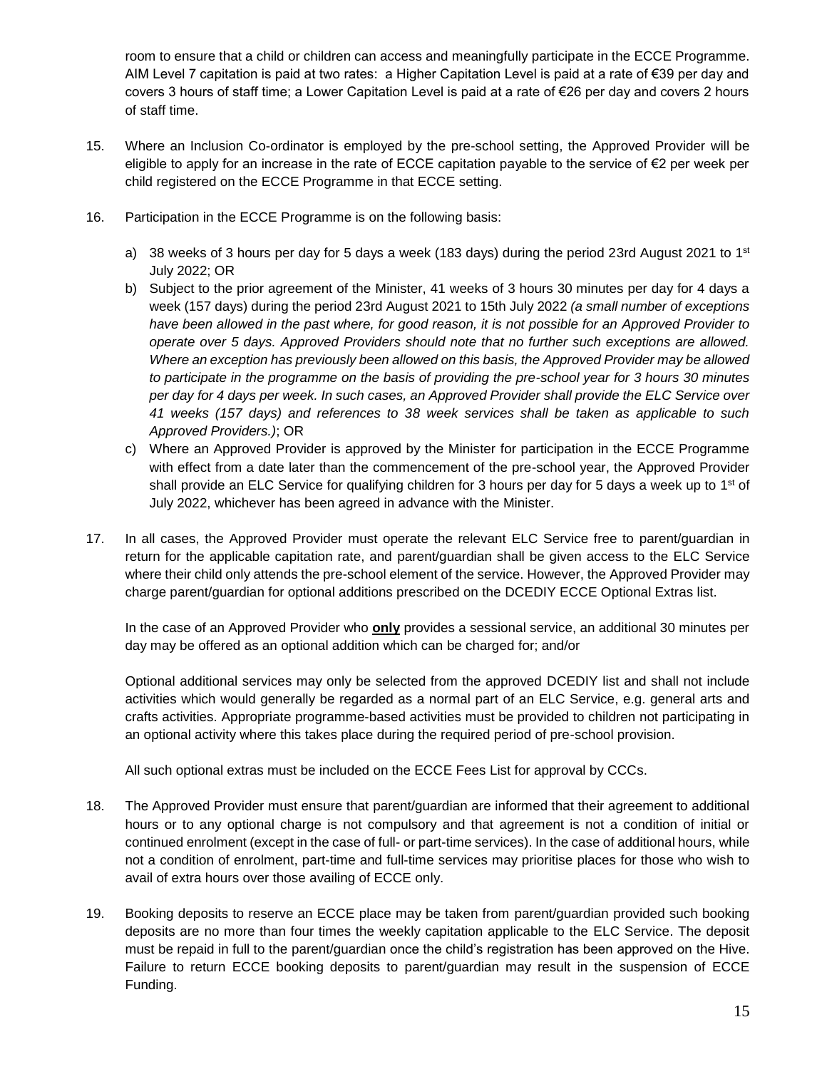room to ensure that a child or children can access and meaningfully participate in the ECCE Programme. AIM Level 7 capitation is paid at two rates: a Higher Capitation Level is paid at a rate of €39 per day and covers 3 hours of staff time; a Lower Capitation Level is paid at a rate of €26 per day and covers 2 hours of staff time.

15. Where an Inclusion Co-ordinator is employed by the pre-school setting, the Approved Provider will be eligible to apply for an increase in the rate of ECCE capitation payable to the service of €2 per week per child registered on the ECCE Programme in that ECCE setting.

16. Participation in the ECCE Programme is on the following basis:

    a) 38 weeks of 3 hours per day for 5 days a week (183 days) during the period 23rd August 2021 to 1st July 2022; OR
    b) Subject to the prior agreement of the Minister, 41 weeks of 3 hours 30 minutes per day for 4 days a week (157 days) during the period 23rd August 2021 to 15th July 2022 *(a small number of exceptions have been allowed in the past where, for good reason, it is not possible for an Approved Provider to operate over 5 days. Approved Providers should note that no further such exceptions are allowed. Where an exception has previously been allowed on this basis, the Approved Provider may be allowed to participate in the programme on the basis of providing the pre-school year for 3 hours 30 minutes per day for 4 days per week. In such cases, an Approved Provider shall provide the ELC Service over 41 weeks (157 days) and references to 38 week services shall be taken as applicable to such Approved Providers.)*; OR
    c) Where an Approved Provider is approved by the Minister for participation in the ECCE Programme with effect from a date later than the commencement of the pre-school year, the Approved Provider shall provide an ELC Service for qualifying children for 3 hours per day for 5 days a week up to 1st of July 2022, whichever has been agreed in advance with the Minister.

17. In all cases, the Approved Provider must operate the relevant ELC Service free to parent/guardian in return for the applicable capitation rate, and parent/guardian shall be given access to the ELC Service where their child only attends the pre-school element of the service. However, the Approved Provider may charge parent/guardian for optional additions prescribed on the DCEDIY ECCE Optional Extras list.

    In the case of an Approved Provider who **only** provides a sessional service, an additional 30 minutes per day may be offered as an optional addition which can be charged for; and/or

    Optional additional services may only be selected from the approved DCEDIY list and shall not include activities which would generally be regarded as a normal part of an ELC Service, e.g. general arts and crafts activities. Appropriate programme-based activities must be provided to children not participating in an optional activity where this takes place during the required period of pre-school provision.

    All such optional extras must be included on the ECCE Fees List for approval by CCCs.

18. The Approved Provider must ensure that parent/guardian are informed that their agreement to additional hours or to any optional charge is not compulsory and that agreement is not a condition of initial or continued enrolment (except in the case of full- or part-time services). In the case of additional hours, while not a condition of enrolment, part-time and full-time services may prioritise places for those who wish to avail of extra hours over those availing of ECCE only.

19. Booking deposits to reserve an ECCE place may be taken from parent/guardian provided such booking deposits are no more than four times the weekly capitation applicable to the ELC Service. The deposit must be repaid in full to the parent/guardian once the child's registration has been approved on the Hive. Failure to return ECCE booking deposits to parent/guardian may result in the suspension of ECCE Funding.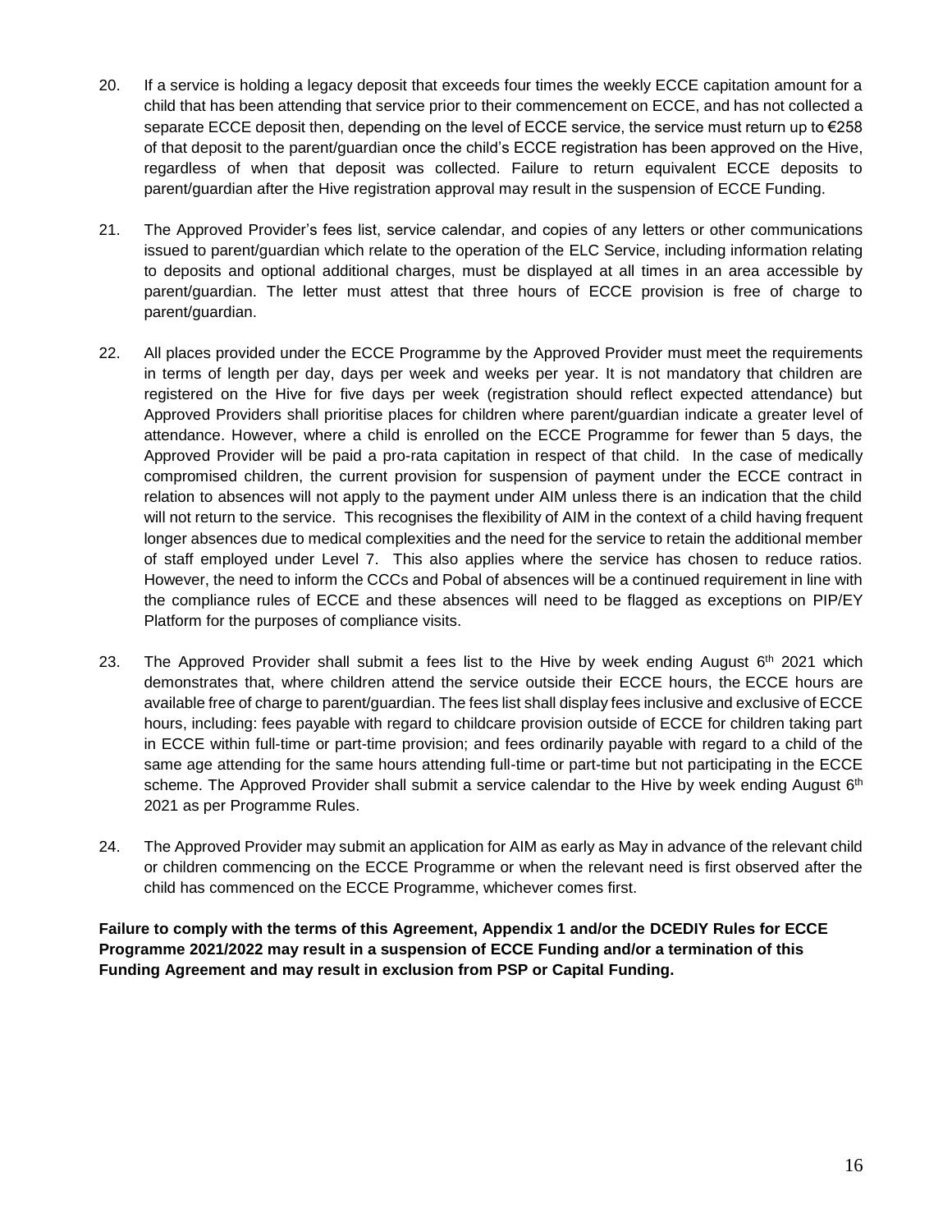20. If a service is holding a legacy deposit that exceeds four times the weekly ECCE capitation amount for a child that has been attending that service prior to their commencement on ECCE, and has not collected a separate ECCE deposit then, depending on the level of ECCE service, the service must return up to €258 of that deposit to the parent/guardian once the child's ECCE registration has been approved on the Hive, regardless of when that deposit was collected. Failure to return equivalent ECCE deposits to parent/guardian after the Hive registration approval may result in the suspension of ECCE Funding.

21. The Approved Provider's fees list, service calendar, and copies of any letters or other communications issued to parent/guardian which relate to the operation of the ELC Service, including information relating to deposits and optional additional charges, must be displayed at all times in an area accessible by parent/guardian. The letter must attest that three hours of ECCE provision is free of charge to parent/guardian.

22. All places provided under the ECCE Programme by the Approved Provider must meet the requirements in terms of length per day, days per week and weeks per year. It is not mandatory that children are registered on the Hive for five days per week (registration should reflect expected attendance) but Approved Providers shall prioritise places for children where parent/guardian indicate a greater level of attendance. However, where a child is enrolled on the ECCE Programme for fewer than 5 days, the Approved Provider will be paid a pro-rata capitation in respect of that child. In the case of medically compromised children, the current provision for suspension of payment under the ECCE contract in relation to absences will not apply to the payment under AIM unless there is an indication that the child will not return to the service. This recognises the flexibility of AIM in the context of a child having frequent longer absences due to medical complexities and the need for the service to retain the additional member of staff employed under Level 7. This also applies where the service has chosen to reduce ratios. However, the need to inform the CCCs and Pobal of absences will be a continued requirement in line with the compliance rules of ECCE and these absences will need to be flagged as exceptions on PIP/EY Platform for the purposes of compliance visits.

23. The Approved Provider shall submit a fees list to the Hive by week ending August 6th 2021 which demonstrates that, where children attend the service outside their ECCE hours, the ECCE hours are available free of charge to parent/guardian. The fees list shall display fees inclusive and exclusive of ECCE hours, including: fees payable with regard to childcare provision outside of ECCE for children taking part in ECCE within full-time or part-time provision; and fees ordinarily payable with regard to a child of the same age attending for the same hours attending full-time or part-time but not participating in the ECCE scheme. The Approved Provider shall submit a service calendar to the Hive by week ending August 6th 2021 as per Programme Rules.

24. The Approved Provider may submit an application for AIM as early as May in advance of the relevant child or children commencing on the ECCE Programme or when the relevant need is first observed after the child has commenced on the ECCE Programme, whichever comes first.

**Failure to comply with the terms of this Agreement, Appendix 1 and/or the DCEDIY Rules for ECCE Programme 2021/2022 may result in a suspension of ECCE Funding and/or a termination of this Funding Agreement and may result in exclusion from PSP or Capital Funding.**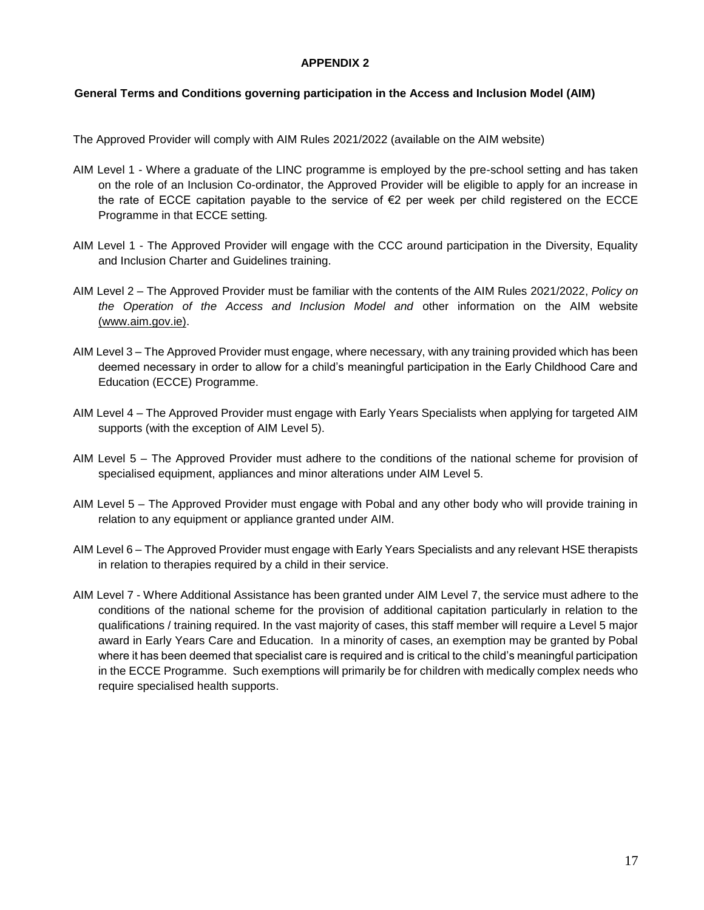## APPENDIX 2

### General Terms and Conditions governing participation in the Access and Inclusion Model (AIM)

The Approved Provider will comply with AIM Rules 2021/2022 (available on the AIM website)

AIM Level 1 - Where a graduate of the LINC programme is employed by the pre-school setting and has taken on the role of an Inclusion Co-ordinator, the Approved Provider will be eligible to apply for an increase in the rate of ECCE capitation payable to the service of €2 per week per child registered on the ECCE Programme in that ECCE setting.

AIM Level 1 - The Approved Provider will engage with the CCC around participation in the Diversity, Equality and Inclusion Charter and Guidelines training.

AIM Level 2 – The Approved Provider must be familiar with the contents of the AIM Rules 2021/2022, *Policy on the Operation of the Access and Inclusion Model and* other information on the AIM website (www.aim.gov.ie).

AIM Level 3 – The Approved Provider must engage, where necessary, with any training provided which has been deemed necessary in order to allow for a child's meaningful participation in the Early Childhood Care and Education (ECCE) Programme.

AIM Level 4 – The Approved Provider must engage with Early Years Specialists when applying for targeted AIM supports (with the exception of AIM Level 5).

AIM Level 5 – The Approved Provider must adhere to the conditions of the national scheme for provision of specialised equipment, appliances and minor alterations under AIM Level 5.

AIM Level 5 – The Approved Provider must engage with Pobal and any other body who will provide training in relation to any equipment or appliance granted under AIM.

AIM Level 6 – The Approved Provider must engage with Early Years Specialists and any relevant HSE therapists in relation to therapies required by a child in their service.

AIM Level 7 - Where Additional Assistance has been granted under AIM Level 7, the service must adhere to the conditions of the national scheme for the provision of additional capitation particularly in relation to the qualifications / training required. In the vast majority of cases, this staff member will require a Level 5 major award in Early Years Care and Education. In a minority of cases, an exemption may be granted by Pobal where it has been deemed that specialist care is required and is critical to the child's meaningful participation in the ECCE Programme. Such exemptions will primarily be for children with medically complex needs who require specialised health supports.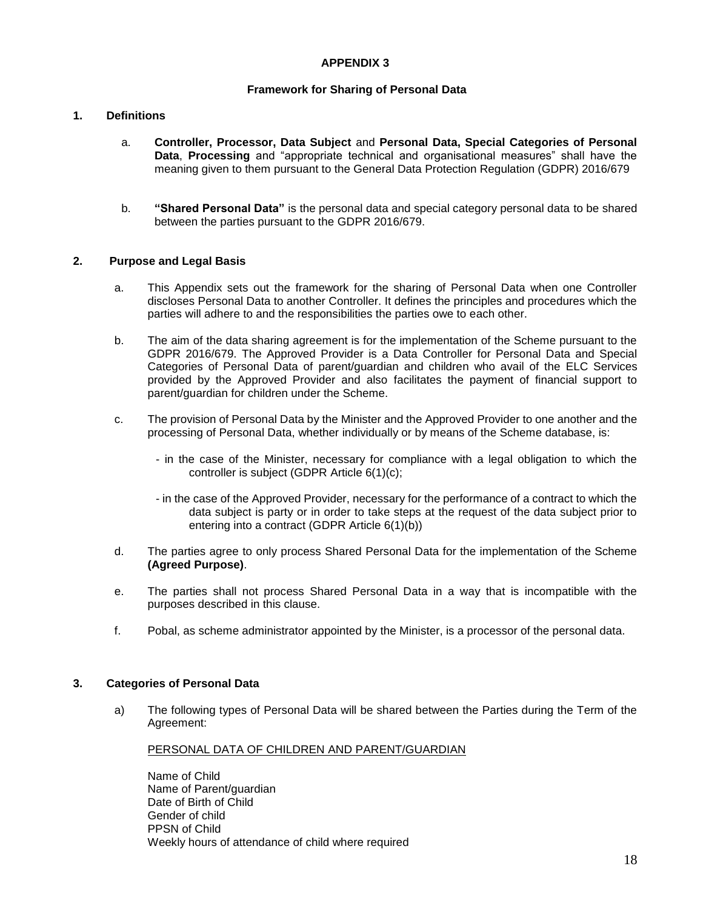# APPENDIX 3

## Framework for Sharing of Personal Data

### 1. Definitions

a. **Controller, Processor, Data Subject** and **Personal Data, Special Categories of Personal Data**, **Processing** and "appropriate technical and organisational measures" shall have the meaning given to them pursuant to the General Data Protection Regulation (GDPR) 2016/679

b. **"Shared Personal Data"** is the personal data and special category personal data to be shared between the parties pursuant to the GDPR 2016/679.

### 2. Purpose and Legal Basis

a. This Appendix sets out the framework for the sharing of Personal Data when one Controller discloses Personal Data to another Controller. It defines the principles and procedures which the parties will adhere to and the responsibilities the parties owe to each other.

b. The aim of the data sharing agreement is for the implementation of the Scheme pursuant to the GDPR 2016/679. The Approved Provider is a Data Controller for Personal Data and Special Categories of Personal Data of parent/guardian and children who avail of the ELC Services provided by the Approved Provider and also facilitates the payment of financial support to parent/guardian for children under the Scheme.

c. The provision of Personal Data by the Minister and the Approved Provider to one another and the processing of Personal Data, whether individually or by means of the Scheme database, is:

   - in the case of the Minister, necessary for compliance with a legal obligation to which the controller is subject (GDPR Article 6(1)(c);

   - in the case of the Approved Provider, necessary for the performance of a contract to which the data subject is party or in order to take steps at the request of the data subject prior to entering into a contract (GDPR Article 6(1)(b))

d. The parties agree to only process Shared Personal Data for the implementation of the Scheme **(Agreed Purpose)**.

e. The parties shall not process Shared Personal Data in a way that is incompatible with the purposes described in this clause.

f. Pobal, as scheme administrator appointed by the Minister, is a processor of the personal data.

### 3. Categories of Personal Data

a) The following types of Personal Data will be shared between the Parties during the Term of the Agreement:

<u>PERSONAL DATA OF CHILDREN AND PARENT/GUARDIAN</u>

Name of Child
Name of Parent/guardian
Date of Birth of Child
Gender of child
PPSN of Child
Weekly hours of attendance of child where required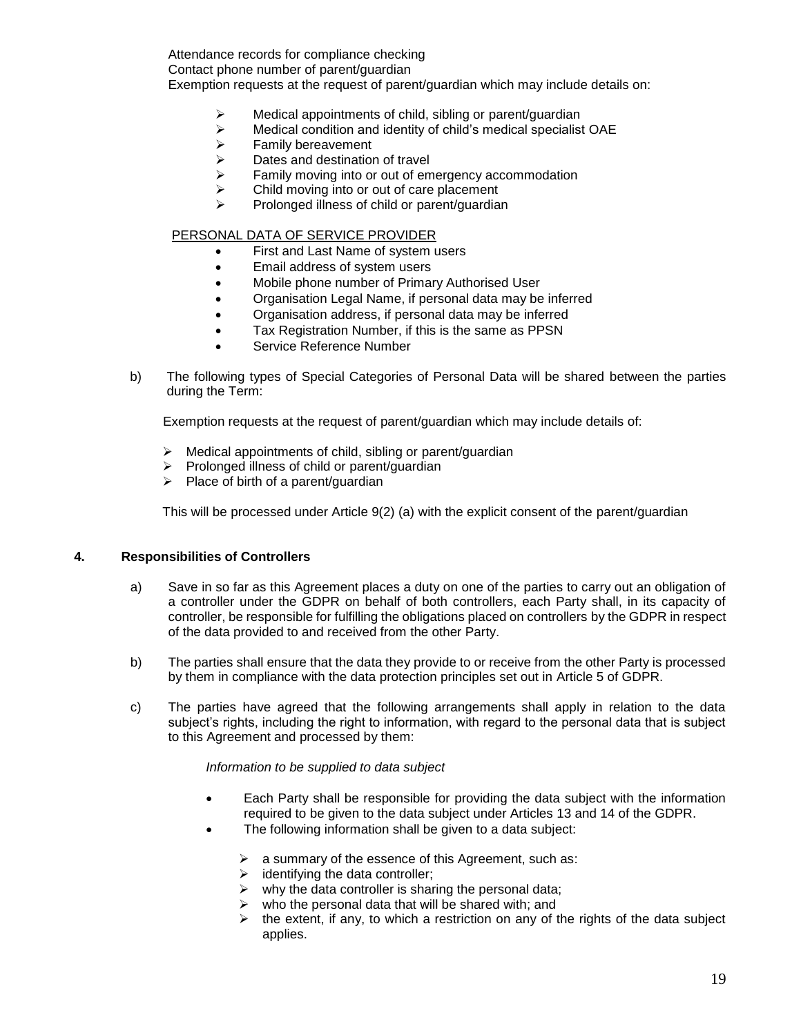Attendance records for compliance checking
Contact phone number of parent/guardian
Exemption requests at the request of parent/guardian which may include details on:

- Medical appointments of child, sibling or parent/guardian
- Medical condition and identity of child's medical specialist OAE
- Family bereavement
- Dates and destination of travel
- Family moving into or out of emergency accommodation
- Child moving into or out of care placement
- Prolonged illness of child or parent/guardian

PERSONAL DATA OF SERVICE PROVIDER

- First and Last Name of system users
- Email address of system users
- Mobile phone number of Primary Authorised User
- Organisation Legal Name, if personal data may be inferred
- Organisation address, if personal data may be inferred
- Tax Registration Number, if this is the same as PPSN
- Service Reference Number

b) The following types of Special Categories of Personal Data will be shared between the parties during the Term:

Exemption requests at the request of parent/guardian which may include details of:

- Medical appointments of child, sibling or parent/guardian
- Prolonged illness of child or parent/guardian
- Place of birth of a parent/guardian

This will be processed under Article 9(2) (a) with the explicit consent of the parent/guardian

## 4. Responsibilities of Controllers

a) Save in so far as this Agreement places a duty on one of the parties to carry out an obligation of a controller under the GDPR on behalf of both controllers, each Party shall, in its capacity of controller, be responsible for fulfilling the obligations placed on controllers by the GDPR in respect of the data provided to and received from the other Party.

b) The parties shall ensure that the data they provide to or receive from the other Party is processed by them in compliance with the data protection principles set out in Article 5 of GDPR.

c) The parties have agreed that the following arrangements shall apply in relation to the data subject's rights, including the right to information, with regard to the personal data that is subject to this Agreement and processed by them:

*Information to be supplied to data subject*

- Each Party shall be responsible for providing the data subject with the information required to be given to the data subject under Articles 13 and 14 of the GDPR.
- The following information shall be given to a data subject:
  - a summary of the essence of this Agreement, such as:
  - identifying the data controller;
  - why the data controller is sharing the personal data;
  - who the personal data that will be shared with; and
  - the extent, if any, to which a restriction on any of the rights of the data subject applies.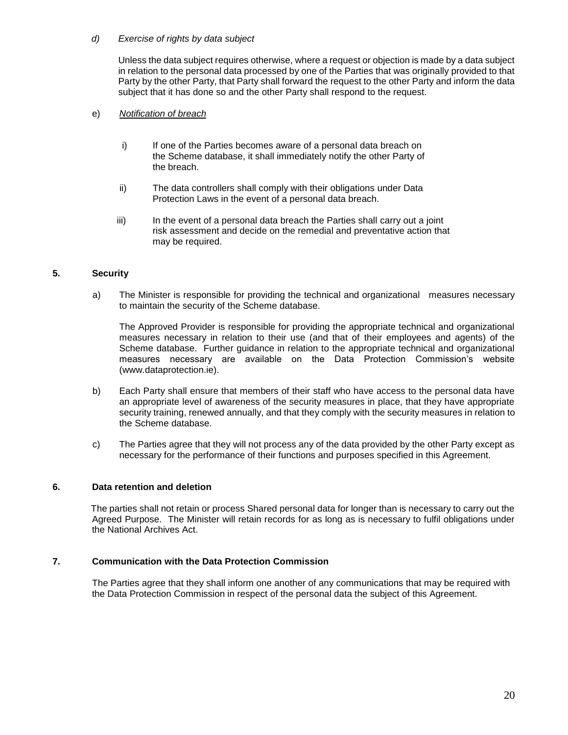*d) Exercise of rights by data subject*

Unless the data subject requires otherwise, where a request or objection is made by a data subject in relation to the personal data processed by one of the Parties that was originally provided to that Party by the other Party, that Party shall forward the request to the other Party and inform the data subject that it has done so and the other Party shall respond to the request.

e) *Notification of breach*

i) If one of the Parties becomes aware of a personal data breach on the Scheme database, it shall immediately notify the other Party of the breach.

ii) The data controllers shall comply with their obligations under Data Protection Laws in the event of a personal data breach.

iii) In the event of a personal data breach the Parties shall carry out a joint risk assessment and decide on the remedial and preventative action that may be required.

## 5. Security

a) The Minister is responsible for providing the technical and organizational measures necessary to maintain the security of the Scheme database.

The Approved Provider is responsible for providing the appropriate technical and organizational measures necessary in relation to their use (and that of their employees and agents) of the Scheme database. Further guidance in relation to the appropriate technical and organizational measures necessary are available on the Data Protection Commission's website (www.dataprotection.ie).

b) Each Party shall ensure that members of their staff who have access to the personal data have an appropriate level of awareness of the security measures in place, that they have appropriate security training, renewed annually, and that they comply with the security measures in relation to the Scheme database.

c) The Parties agree that they will not process any of the data provided by the other Party except as necessary for the performance of their functions and purposes specified in this Agreement.

## 6. Data retention and deletion

The parties shall not retain or process Shared personal data for longer than is necessary to carry out the Agreed Purpose. The Minister will retain records for as long as is necessary to fulfil obligations under the National Archives Act.

## 7. Communication with the Data Protection Commission

The Parties agree that they shall inform one another of any communications that may be required with the Data Protection Commission in respect of the personal data the subject of this Agreement.